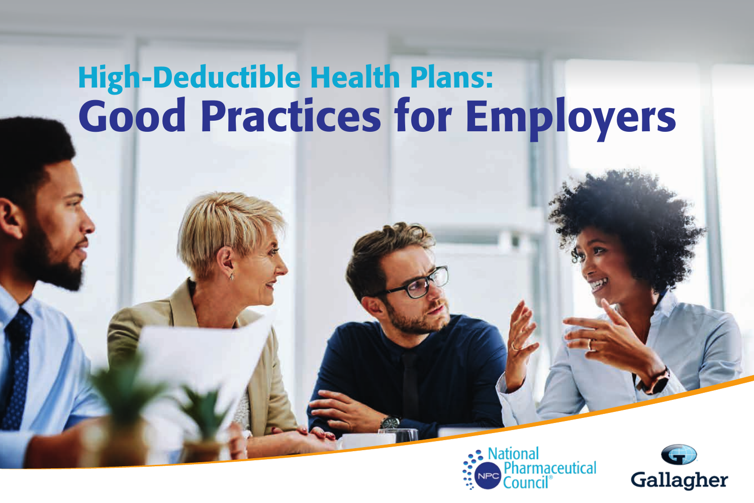# High-Deductible Health Plans: Good Practices for Employers

National Pharmaceutical Council

Gallagher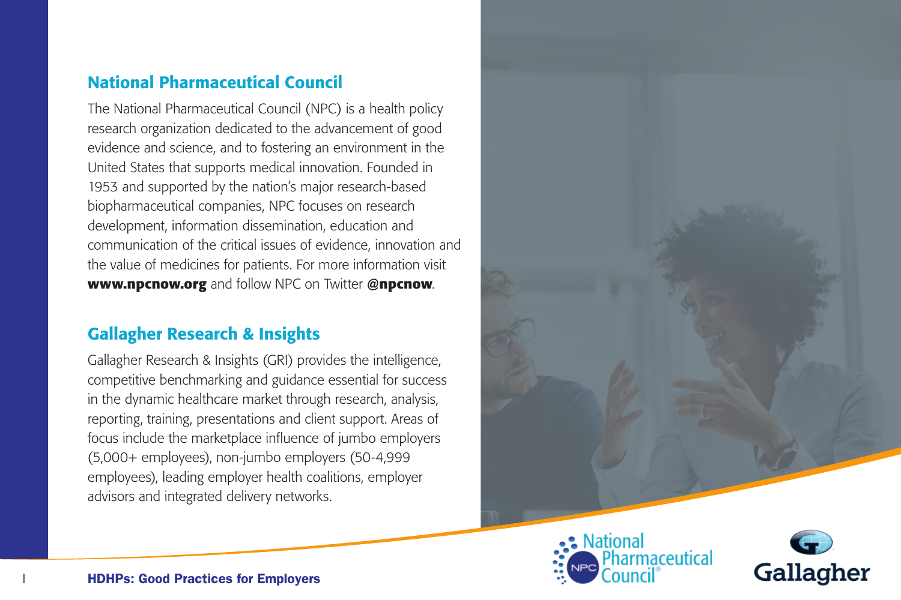## National Pharmaceutical Council

The National Pharmaceutical Council (NPC) is a health policy research organization dedicated to the advancement of good evidence and science, and to fostering an environment in the United States that supports medical innovation. Founded in 1953 and supported by the nation's major research-based biopharmaceutical companies, NPC focuses on research development, information dissemination, education and communication of the critical issues of evidence, innovation and the value of medicines for patients. For more information visit **www.npcnow.org** and follow NPC on Twitter **@npcnow**.

## Gallagher Research & Insights

Gallagher Research & Insights (GRI) provides the intelligence, competitive benchmarking and guidance essential for success in the dynamic healthcare market through research, analysis, reporting, training, presentations and client support. Areas of focus include the marketplace influence of jumbo employers (5,000+ employees), non-jumbo employers (50-4,999 employees), leading employer health coalitions, employer advisors and integrated delivery networks.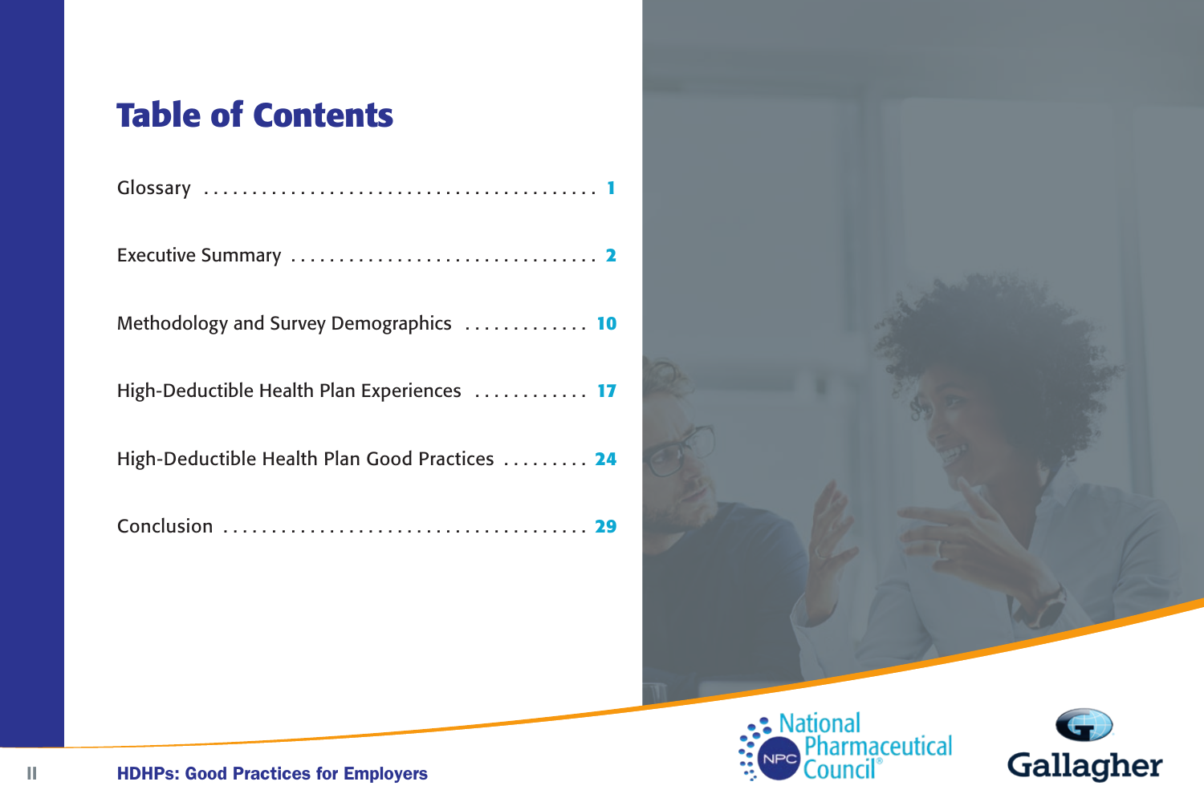# Table of Contents

Glossary . . . . . . . . . . . . . . . . . . . . . . . . . . . . . . . . . . . . . . . 1

Executive Summary . . . . . . . . . . . . . . . . . . . . . . . . . . . . . . . 2

Methodology and Survey Demographics . . . . . . . . . . . . . 10

High-Deductible Health Plan Experiences . . . . . . . . . . . . 17

High-Deductible Health Plan Good Practices . . . . . . . . . 24

Conclusion . . . . . . . . . . . . . . . . . . . . . . . . . . . . . . . . . . . . 29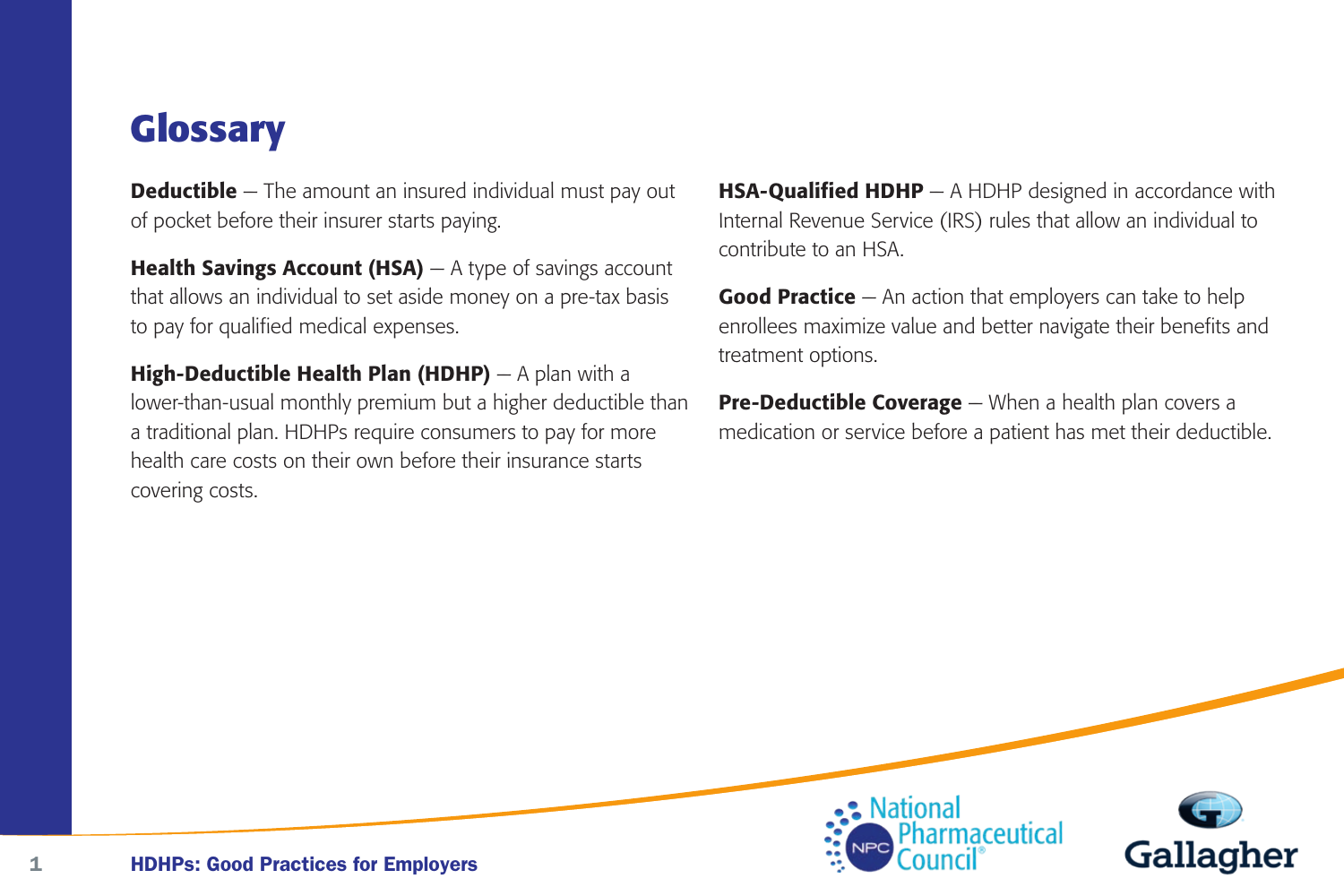# Glossary

**Deductible** – The amount an insured individual must pay out of pocket before their insurer starts paying.

**Health Savings Account (HSA)** – A type of savings account that allows an individual to set aside money on a pre-tax basis to pay for qualified medical expenses.

**High-Deductible Health Plan (HDHP)** – A plan with a lower-than-usual monthly premium but a higher deductible than a traditional plan. HDHPs require consumers to pay for more health care costs on their own before their insurance starts covering costs.

**HSA-Qualified HDHP** – A HDHP designed in accordance with Internal Revenue Service (IRS) rules that allow an individual to contribute to an HSA.

**Good Practice** – An action that employers can take to help enrollees maximize value and better navigate their benefits and treatment options.

**Pre-Deductible Coverage** – When a health plan covers a medication or service before a patient has met their deductible.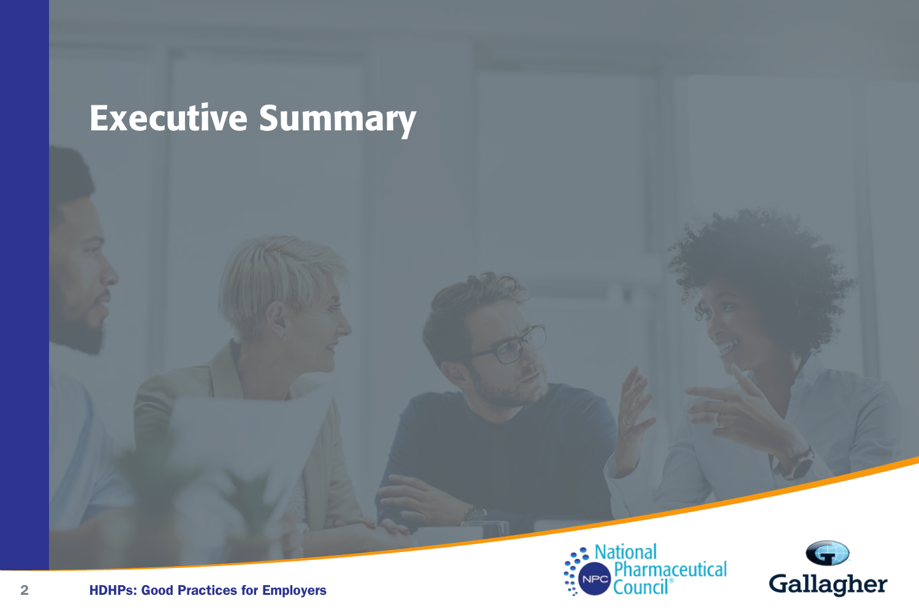# Executive Summary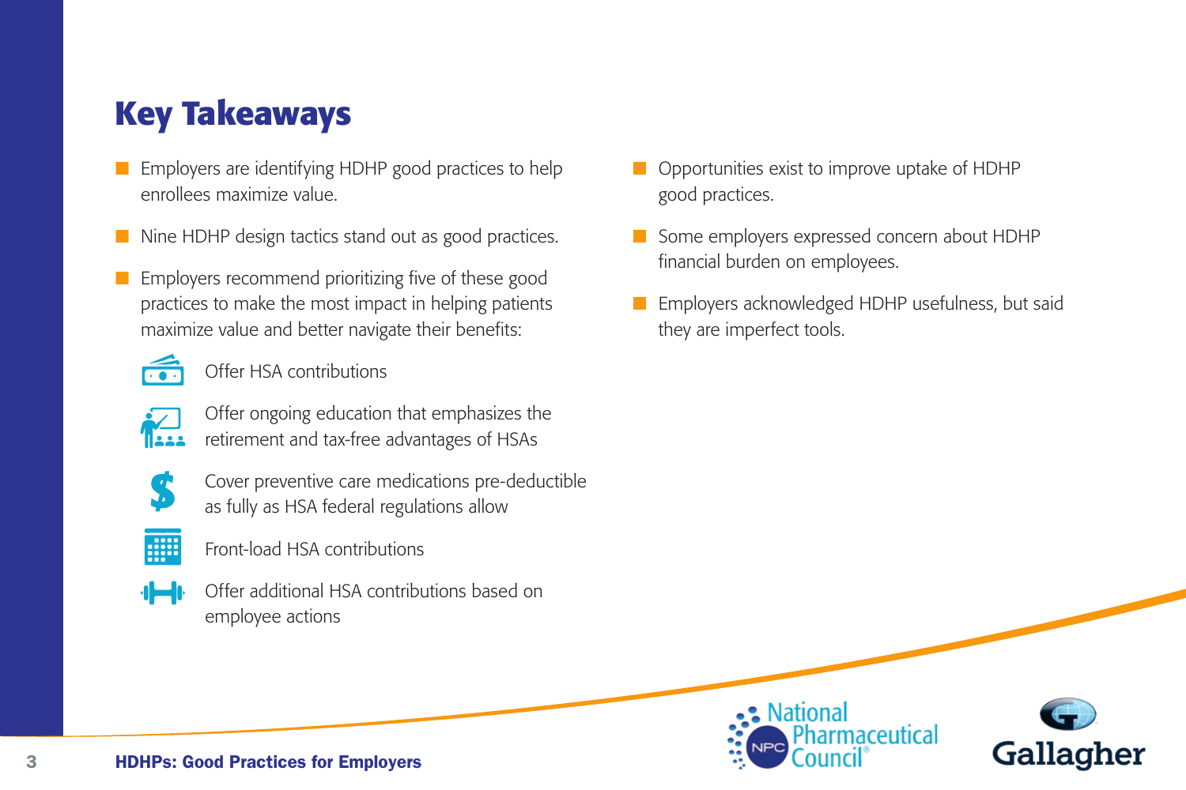# Key Takeaways

- Employers are identifying HDHP good practices to help enrollees maximize value.
- Nine HDHP design tactics stand out as good practices.
- Employers recommend prioritizing five of these good practices to make the most impact in helping patients maximize value and better navigate their benefits:
  - Offer HSA contributions
  - Offer ongoing education that emphasizes the retirement and tax-free advantages of HSAs
  - Cover preventive care medications pre-deductible as fully as HSA federal regulations allow
  - Front-load HSA contributions
  - Offer additional HSA contributions based on employee actions
- Opportunities exist to improve uptake of HDHP good practices.
- Some employers expressed concern about HDHP financial burden on employees.
- Employers acknowledged HDHP usefulness, but said they are imperfect tools.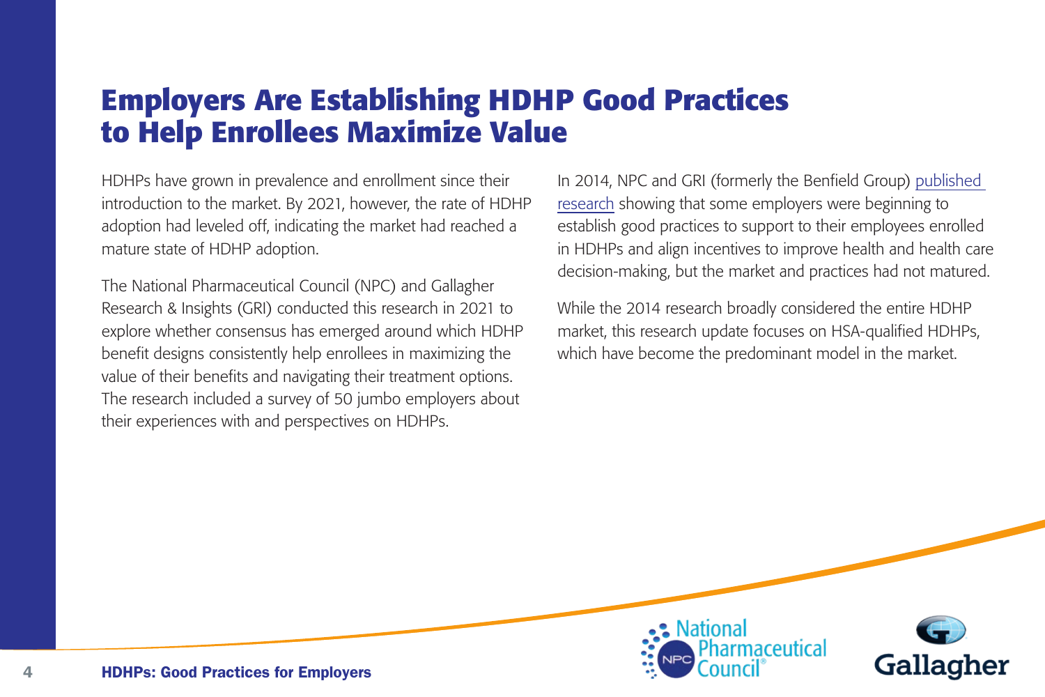# Employers Are Establishing HDHP Good Practices to Help Enrollees Maximize Value

HDHPs have grown in prevalence and enrollment since their introduction to the market. By 2021, however, the rate of HDHP adoption had leveled off, indicating the market had reached a mature state of HDHP adoption.

The National Pharmaceutical Council (NPC) and Gallagher Research & Insights (GRI) conducted this research in 2021 to explore whether consensus has emerged around which HDHP benefit designs consistently help enrollees in maximizing the value of their benefits and navigating their treatment options. The research included a survey of 50 jumbo employers about their experiences with and perspectives on HDHPs.

In 2014, NPC and GRI (formerly the Benfield Group) published research showing that some employers were beginning to establish good practices to support to their employees enrolled in HDHPs and align incentives to improve health and health care decision-making, but the market and practices had not matured.

While the 2014 research broadly considered the entire HDHP market, this research update focuses on HSA-qualified HDHPs, which have become the predominant model in the market.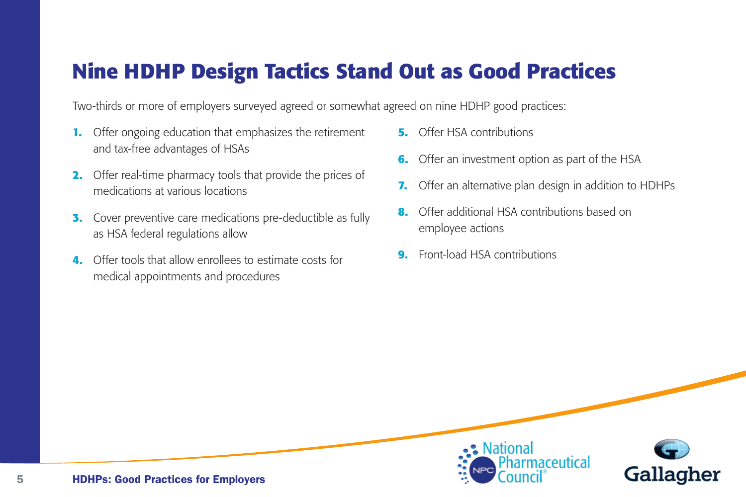# Nine HDHP Design Tactics Stand Out as Good Practices

Two-thirds or more of employers surveyed agreed or somewhat agreed on nine HDHP good practices:

1. Offer ongoing education that emphasizes the retirement and tax-free advantages of HSAs
2. Offer real-time pharmacy tools that provide the prices of medications at various locations
3. Cover preventive care medications pre-deductible as fully as HSA federal regulations allow
4. Offer tools that allow enrollees to estimate costs for medical appointments and procedures
5. Offer HSA contributions
6. Offer an investment option as part of the HSA
7. Offer an alternative plan design in addition to HDHPs
8. Offer additional HSA contributions based on employee actions
9. Front-load HSA contributions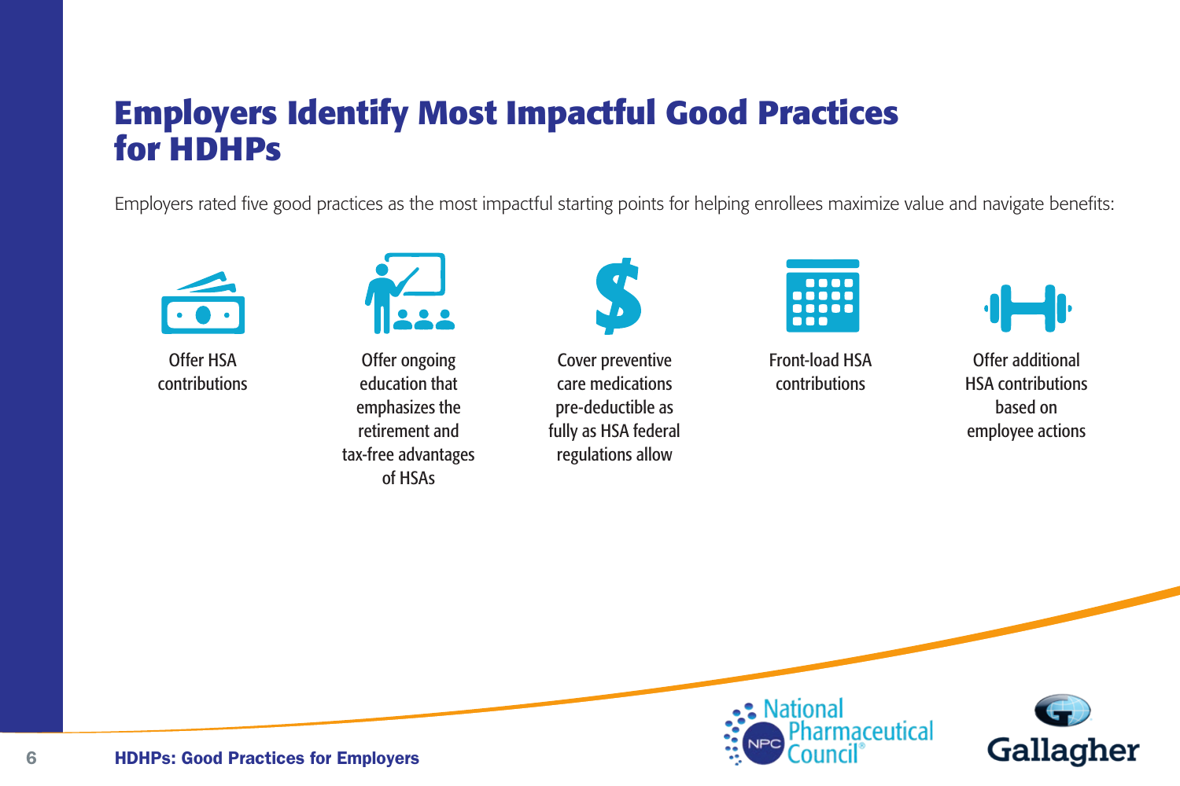# Employers Identify Most Impactful Good Practices for HDHPs

Employers rated five good practices as the most impactful starting points for helping enrollees maximize value and navigate benefits:

- Offer HSA contributions
- Offer ongoing education that emphasizes the retirement and tax-free advantages of HSAs
- Cover preventive care medications pre-deductible as fully as HSA federal regulations allow
- Front-load HSA contributions
- Offer additional HSA contributions based on employee actions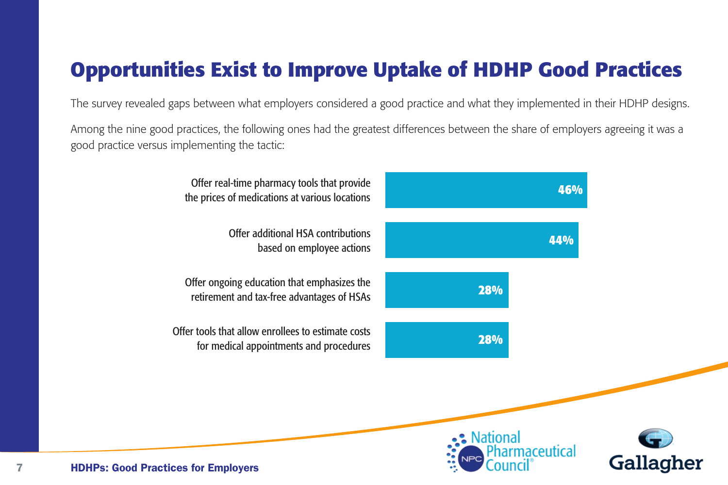# Opportunities Exist to Improve Uptake of HDHP Good Practices

The survey revealed gaps between what employers considered a good practice and what they implemented in their HDHP designs.

Among the nine good practices, the following ones had the greatest differences between the share of employers agreeing it was a good practice versus implementing the tactic:

| Good practice | Difference |
| --- | --- |
| Offer real-time pharmacy tools that provide the prices of medications at various locations | 46% |
| Offer additional HSA contributions based on employee actions | 44% |
| Offer ongoing education that emphasizes the retirement and tax-free advantages of HSAs | 28% |
| Offer tools that allow enrollees to estimate costs for medical appointments and procedures | 28% |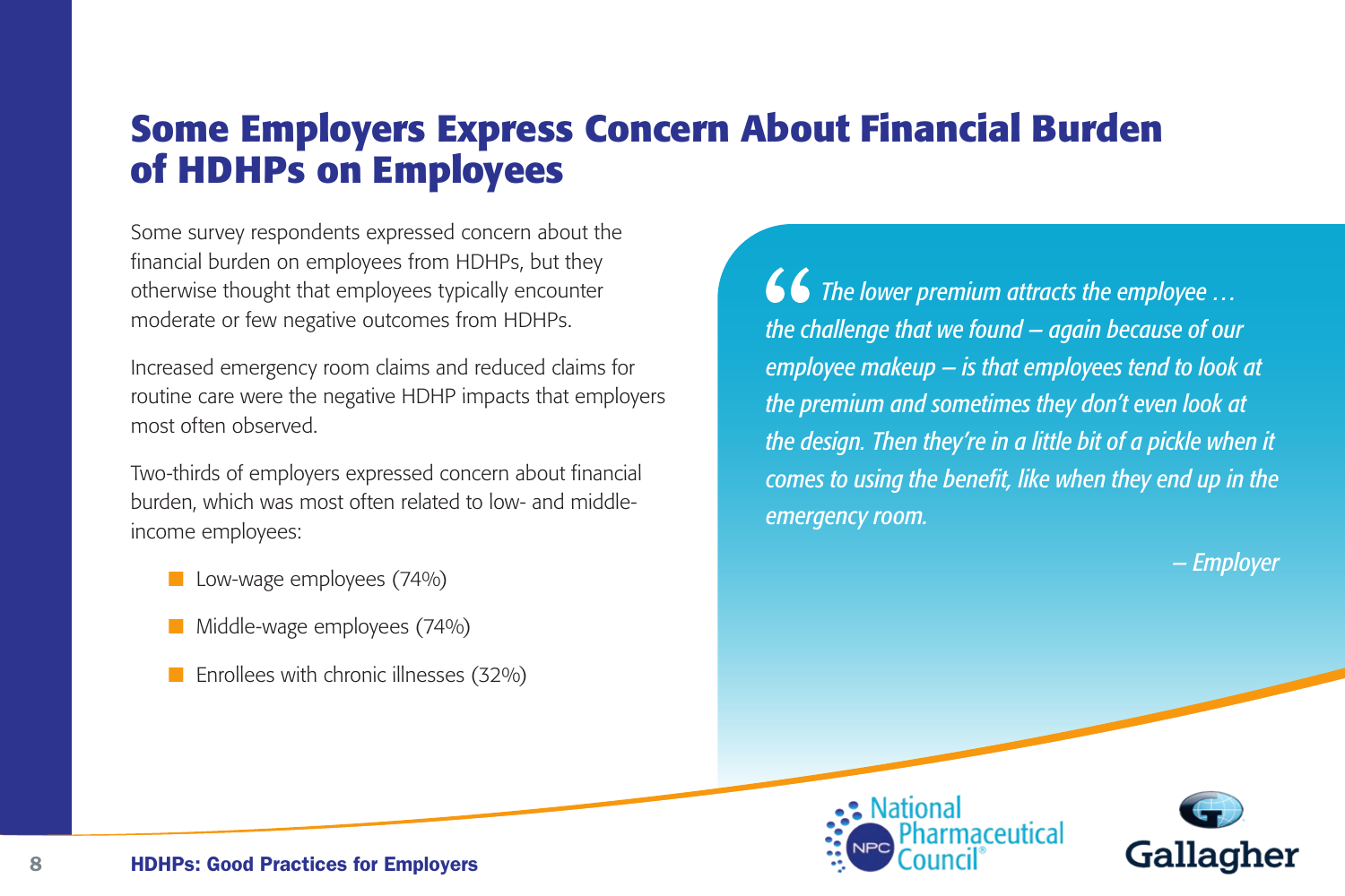# Some Employers Express Concern About Financial Burden of HDHPs on Employees

Some survey respondents expressed concern about the financial burden on employees from HDHPs, but they otherwise thought that employees typically encounter moderate or few negative outcomes from HDHPs.

Increased emergency room claims and reduced claims for routine care were the negative HDHP impacts that employers most often observed.

Two-thirds of employers expressed concern about financial burden, which was most often related to low- and middle-income employees:

- Low-wage employees (74%)
- Middle-wage employees (74%)
- Enrollees with chronic illnesses (32%)

> *"The lower premium attracts the employee … the challenge that we found – again because of our employee makeup – is that employees tend to look at the premium and sometimes they don't even look at the design. Then they're in a little bit of a pickle when it comes to using the benefit, like when they end up in the emergency room.*
>
> *– Employer*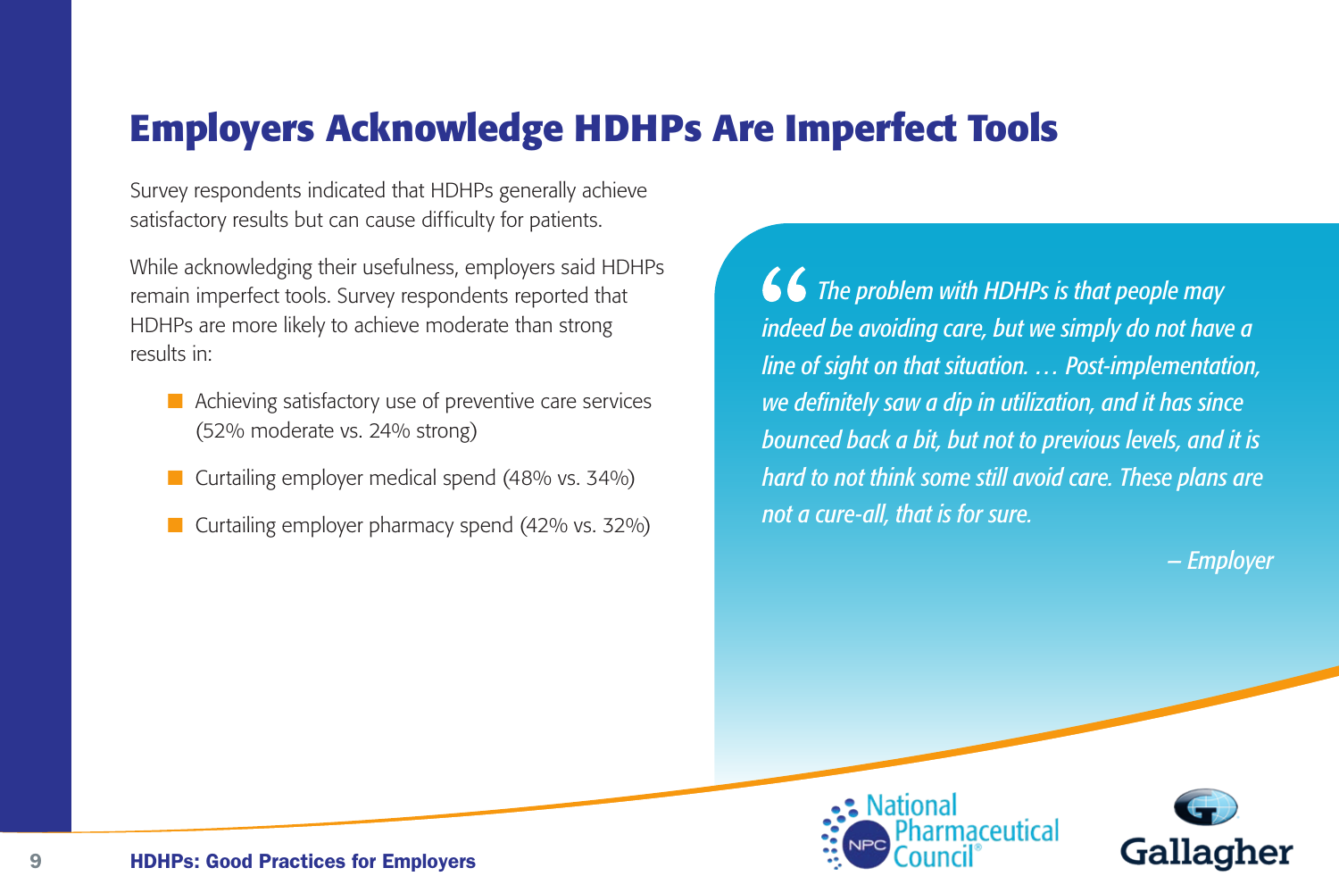# Employers Acknowledge HDHPs Are Imperfect Tools

Survey respondents indicated that HDHPs generally achieve satisfactory results but can cause difficulty for patients.

While acknowledging their usefulness, employers said HDHPs remain imperfect tools. Survey respondents reported that HDHPs are more likely to achieve moderate than strong results in:

- Achieving satisfactory use of preventive care services (52% moderate vs. 24% strong)
- Curtailing employer medical spend (48% vs. 34%)
- Curtailing employer pharmacy spend (42% vs. 32%)

> *"The problem with HDHPs is that people may indeed be avoiding care, but we simply do not have a line of sight on that situation. … Post-implementation, we definitely saw a dip in utilization, and it has since bounced back a bit, but not to previous levels, and it is hard to not think some still avoid care. These plans are not a cure-all, that is for sure.*
>
> *– Employer*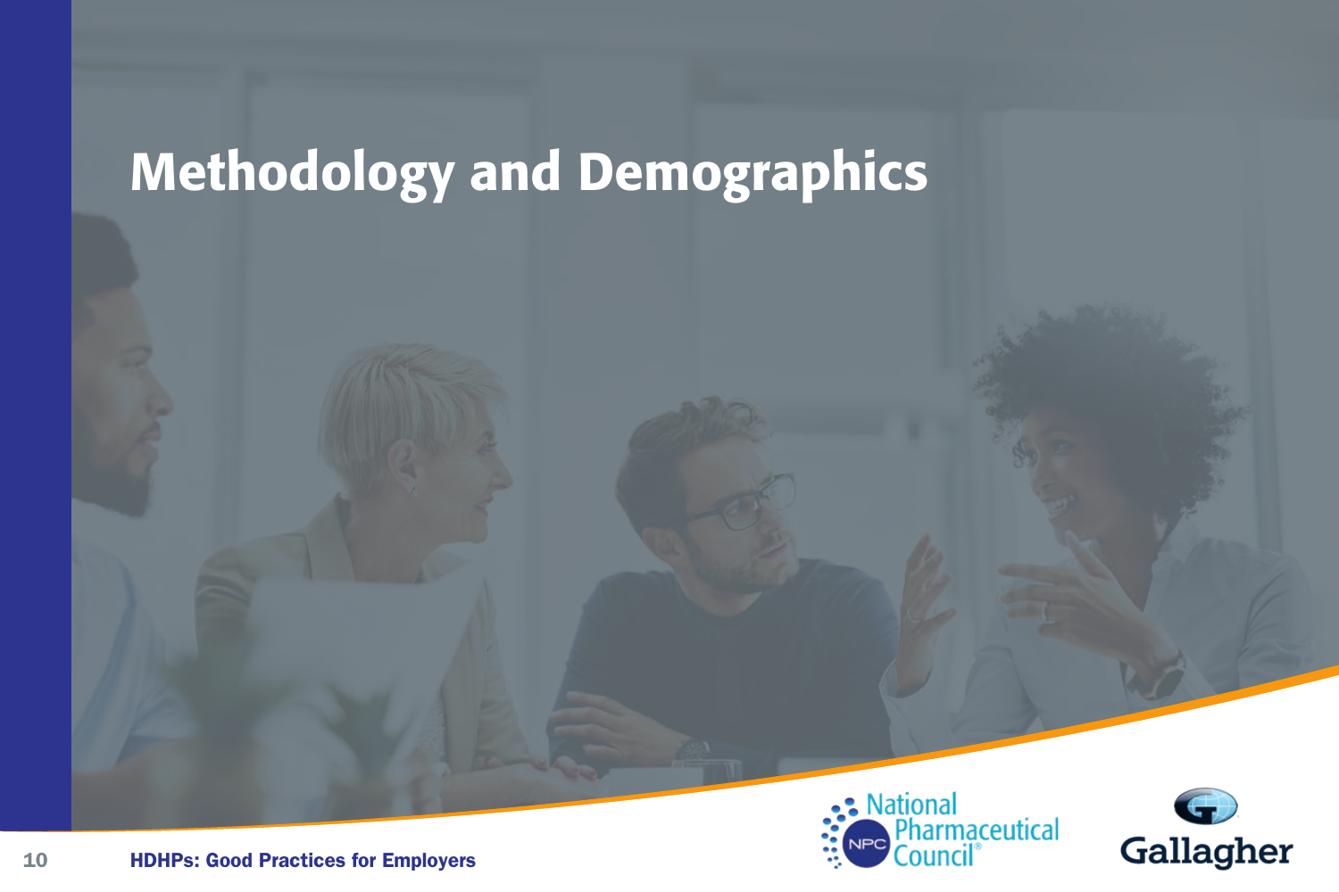# Methodology and Demographics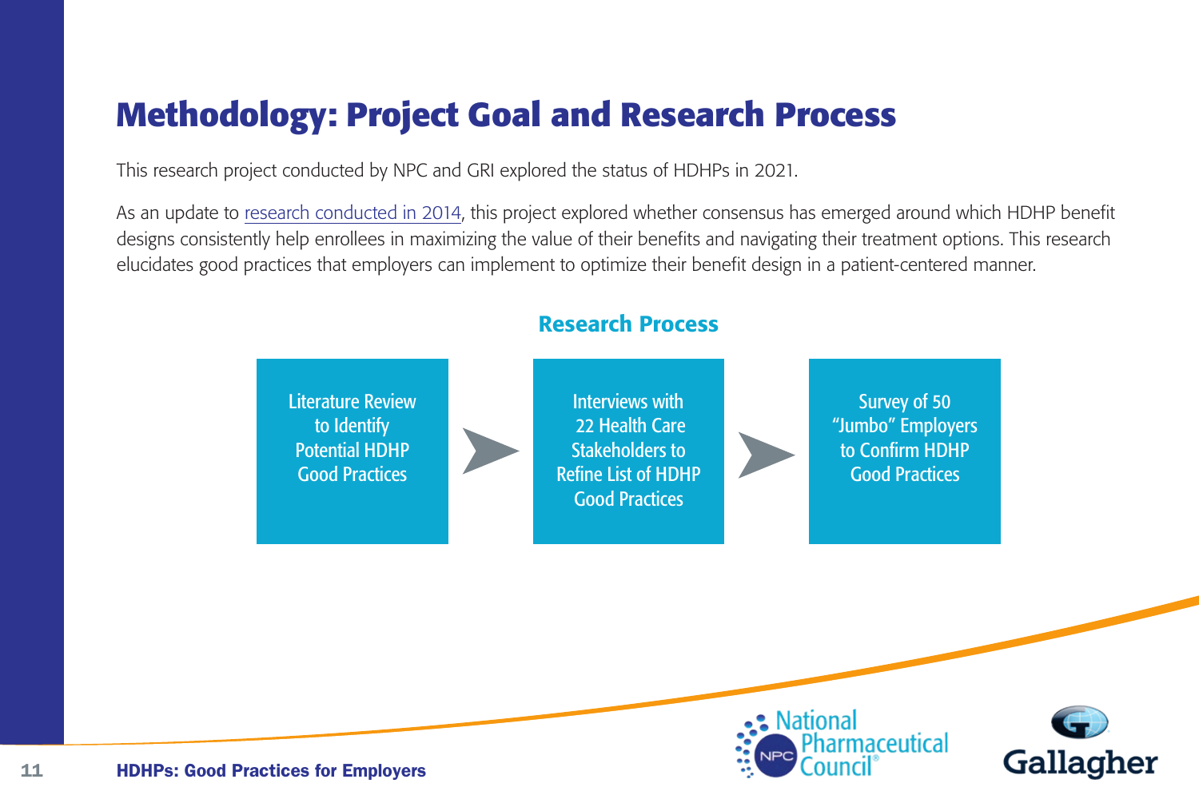# Methodology: Project Goal and Research Process

This research project conducted by NPC and GRI explored the status of HDHPs in 2021.

As an update to research conducted in 2014, this project explored whether consensus has emerged around which HDHP benefit designs consistently help enrollees in maximizing the value of their benefits and navigating their treatment options. This research elucidates good practices that employers can implement to optimize their benefit design in a patient-centered manner.

## Research Process

1. Literature Review to Identify Potential HDHP Good Practices
2. Interviews with 22 Health Care Stakeholders to Refine List of HDHP Good Practices
3. Survey of 50 “Jumbo” Employers to Confirm HDHP Good Practices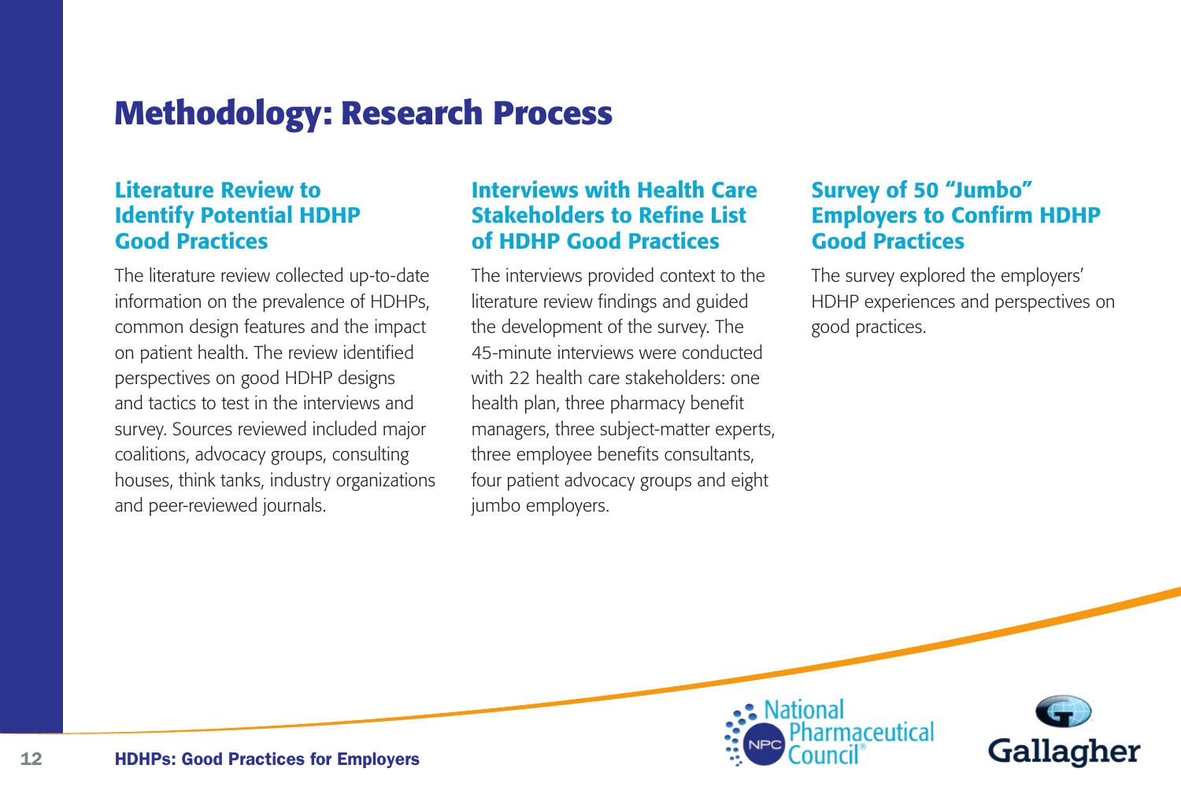# Methodology: Research Process

## Literature Review to Identify Potential HDHP Good Practices

The literature review collected up-to-date information on the prevalence of HDHPs, common design features and the impact on patient health. The review identified perspectives on good HDHP designs and tactics to test in the interviews and survey. Sources reviewed included major coalitions, advocacy groups, consulting houses, think tanks, industry organizations and peer-reviewed journals.

## Interviews with Health Care Stakeholders to Refine List of HDHP Good Practices

The interviews provided context to the literature review findings and guided the development of the survey. The 45-minute interviews were conducted with 22 health care stakeholders: one health plan, three pharmacy benefit managers, three subject-matter experts, three employee benefits consultants, four patient advocacy groups and eight jumbo employers.

## Survey of 50 "Jumbo" Employers to Confirm HDHP Good Practices

The survey explored the employers' HDHP experiences and perspectives on good practices.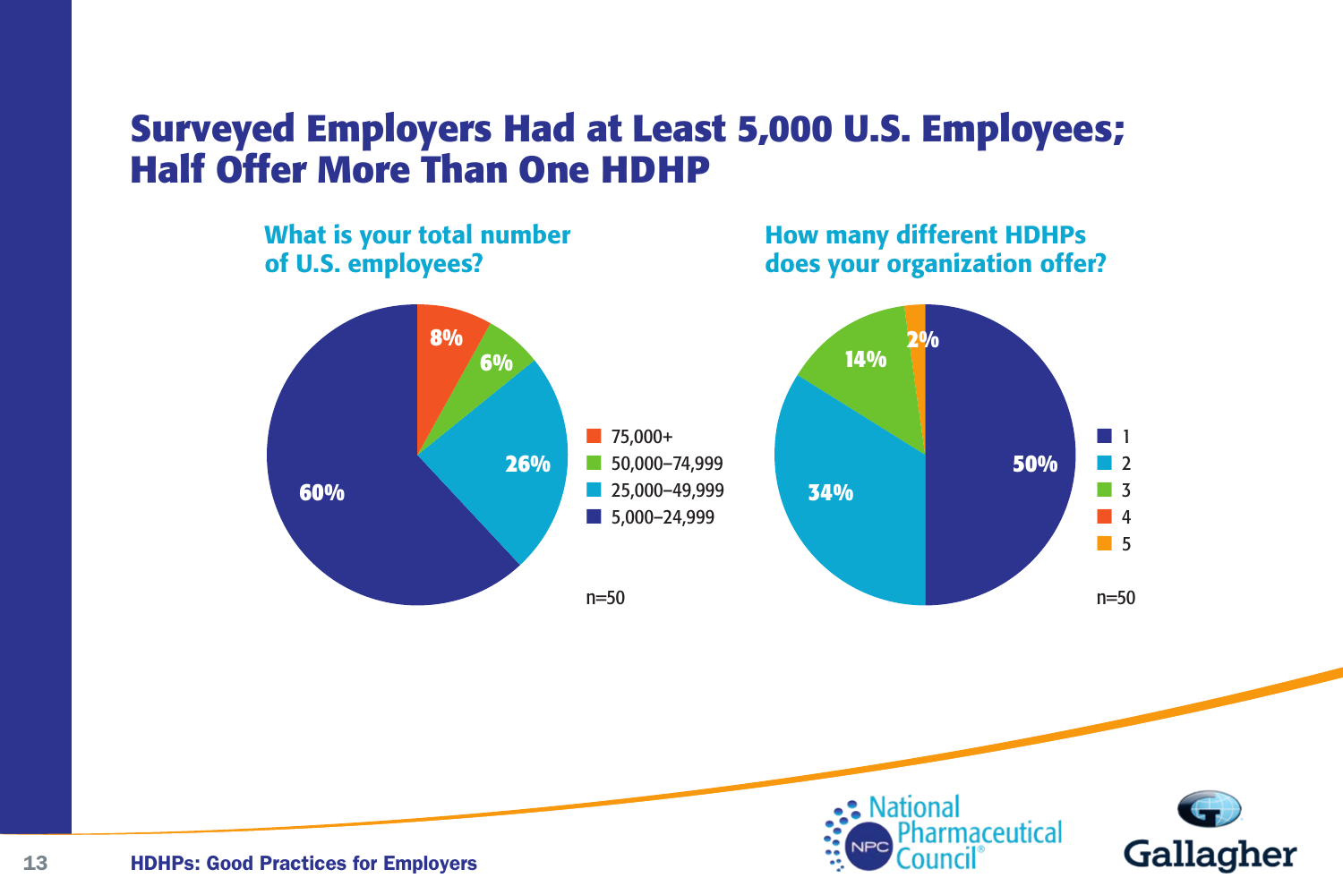# Surveyed Employers Had at Least 5,000 U.S. Employees; Half Offer More Than One HDHP

### What is your total number of U.S. employees?

| Number of U.S. employees | Percent |
|---|---|
| 75,000+ | 8% |
| 50,000–74,999 | 6% |
| 25,000–49,999 | 26% |
| 5,000–24,999 | 60% |

n=50

### How many different HDHPs does your organization offer?

| Number of HDHPs | Percent |
|---|---|
| 1 | 50% |
| 2 | 34% |
| 3 | 14% |
| 4 | |
| 5 | 2% |

n=50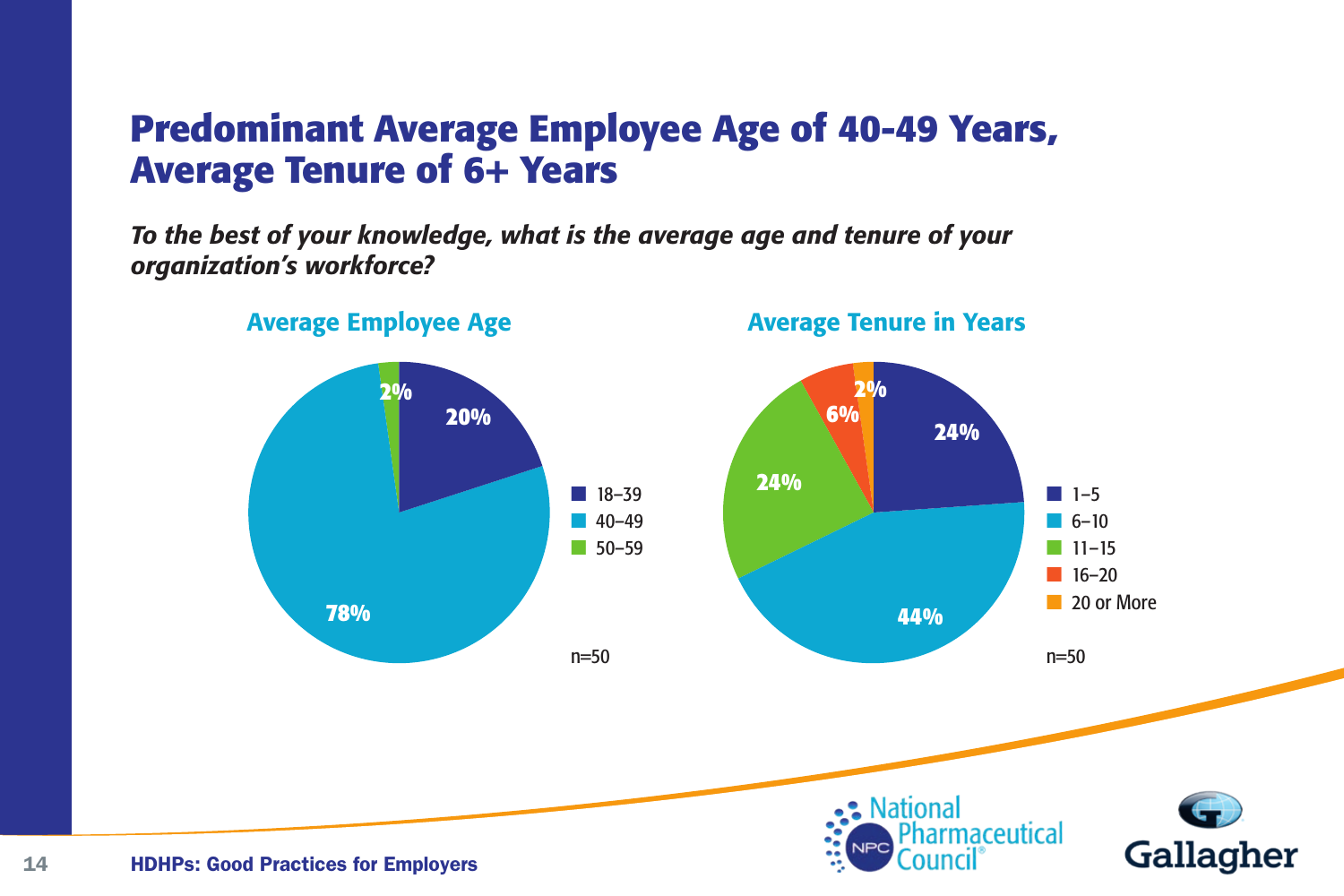# Predominant Average Employee Age of 40-49 Years, Average Tenure of 6+ Years

***To the best of your knowledge, what is the average age and tenure of your organization's workforce?***

### Average Employee Age

| Age | Percent |
|---|---|
| 18–39 | 20% |
| 40–49 | 78% |
| 50–59 | 2% |

n=50

### Average Tenure in Years

| Tenure | Percent |
|---|---|
| 1–5 | 24% |
| 6–10 | 44% |
| 11–15 | 24% |
| 16–20 | 6% |
| 20 or More | 2% |

n=50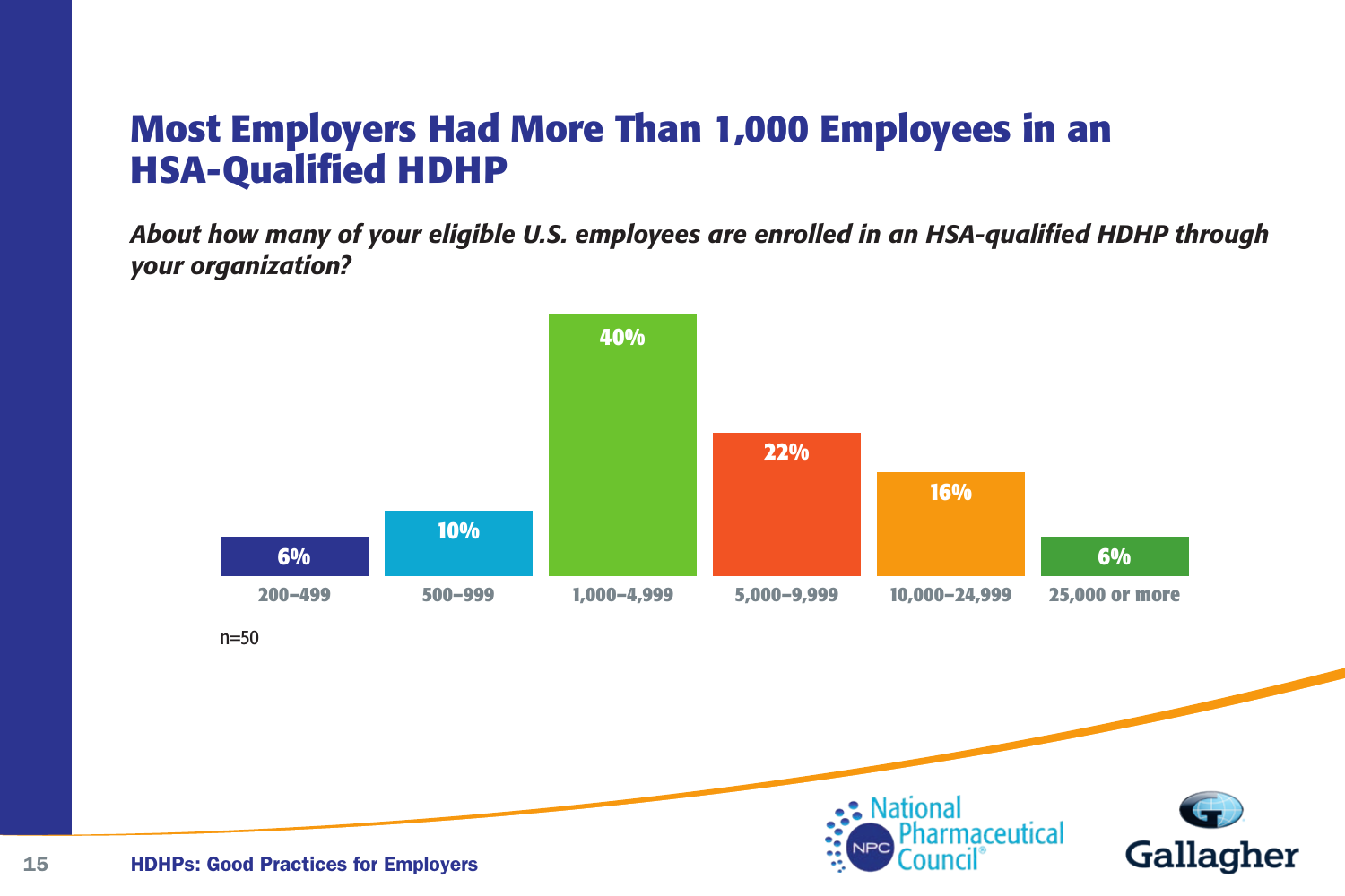# Most Employers Had More Than 1,000 Employees in an HSA-Qualified HDHP

***About how many of your eligible U.S. employees are enrolled in an HSA-qualified HDHP through your organization?***

| 200–499 | 500–999 | 1,000–4,999 | 5,000–9,999 | 10,000–24,999 | 25,000 or more |
|---|---|---|---|---|---|
| 6% | 10% | 40% | 22% | 16% | 6% |

n=50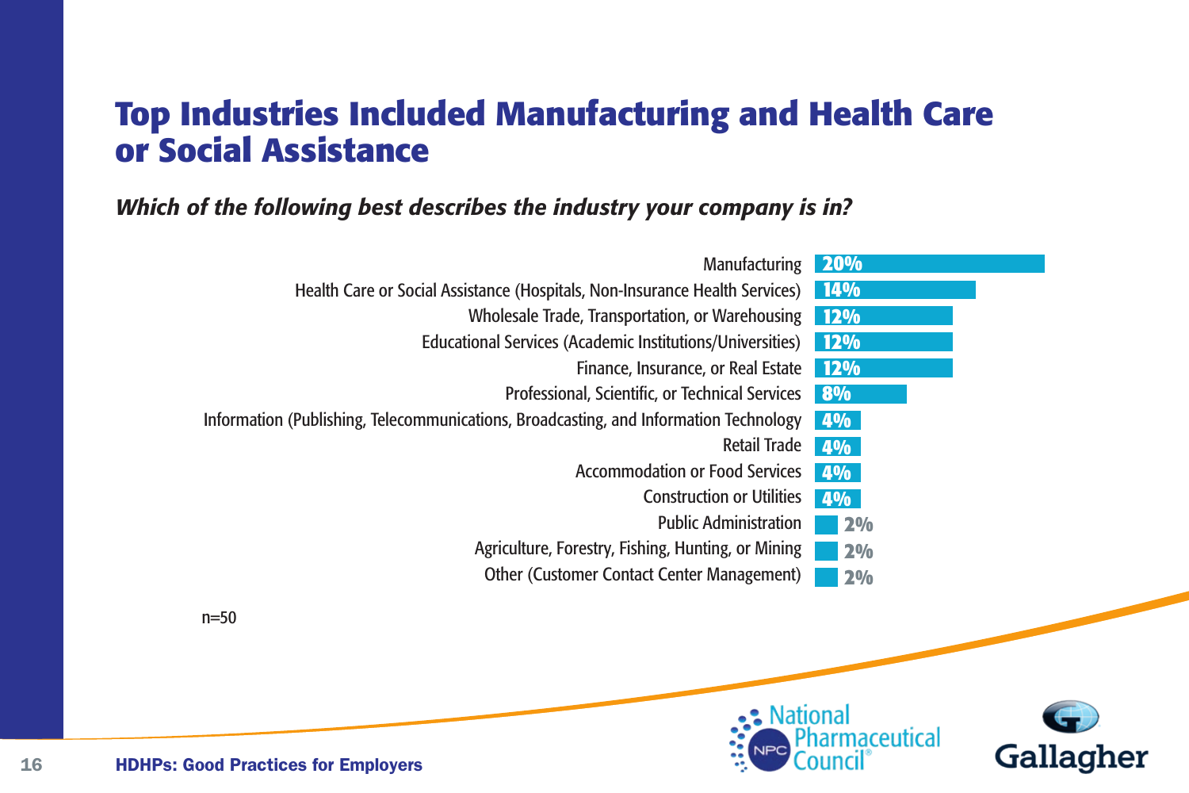# Top Industries Included Manufacturing and Health Care or Social Assistance

***Which of the following best describes the industry your company is in?***

| Industry | Percentage |
|---|---|
| Manufacturing | 20% |
| Health Care or Social Assistance (Hospitals, Non-Insurance Health Services) | 14% |
| Wholesale Trade, Transportation, or Warehousing | 12% |
| Educational Services (Academic Institutions/Universities) | 12% |
| Finance, Insurance, or Real Estate | 12% |
| Professional, Scientific, or Technical Services | 8% |
| Information (Publishing, Telecommunications, Broadcasting, and Information Technology | 4% |
| Retail Trade | 4% |
| Accommodation or Food Services | 4% |
| Construction or Utilities | 4% |
| Public Administration | 2% |
| Agriculture, Forestry, Fishing, Hunting, or Mining | 2% |
| Other (Customer Contact Center Management) | 2% |

n=50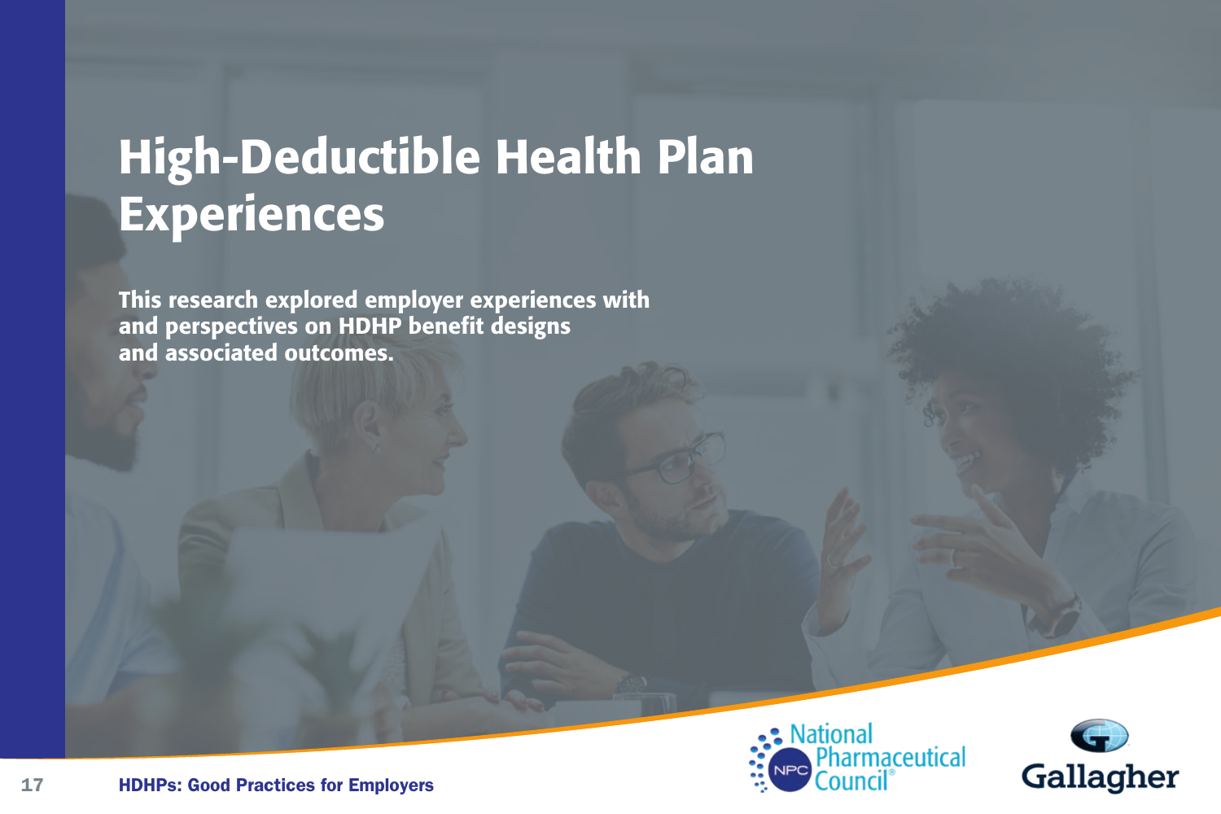# High-Deductible Health Plan Experiences

**This research explored employer experiences with and perspectives on HDHP benefit designs and associated outcomes.**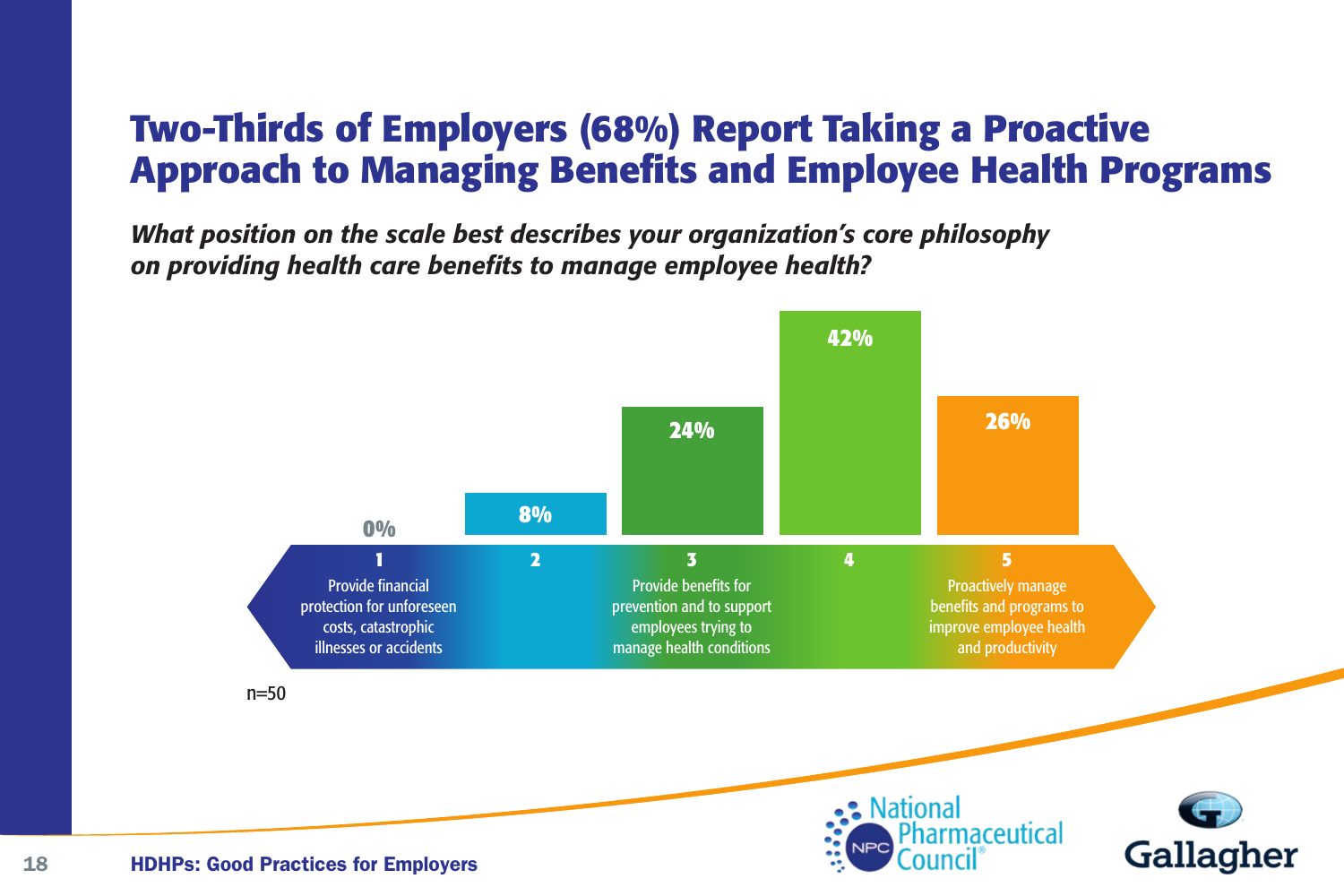# Two-Thirds of Employers (68%) Report Taking a Proactive Approach to Managing Benefits and Employee Health Programs

***What position on the scale best describes your organization's core philosophy on providing health care benefits to manage employee health?***

| Scale position | Description | Percentage |
|---|---|---|
| 1 | Provide financial protection for unforeseen costs, catastrophic illnesses or accidents | 0% |
| 2 | | 8% |
| 3 | Provide benefits for prevention and to support employees trying to manage health conditions | 24% |
| 4 | | 42% |
| 5 | Proactively manage benefits and programs to improve employee health and productivity | 26% |

n=50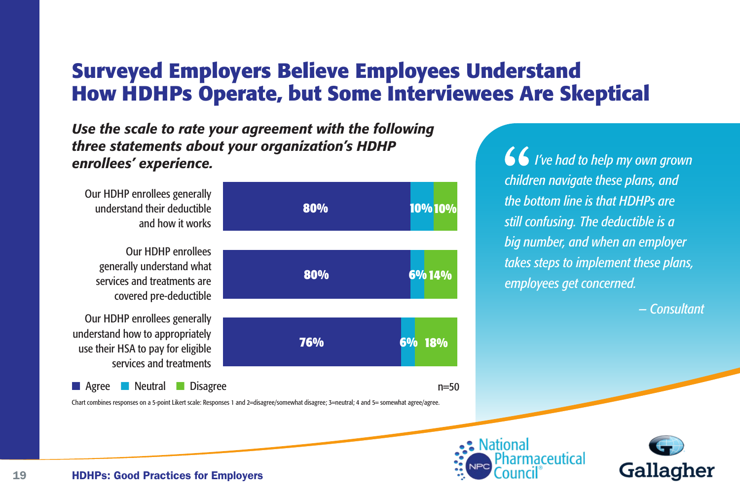# Surveyed Employers Believe Employees Understand How HDHPs Operate, but Some Interviewees Are Skeptical

***Use the scale to rate your agreement with the following three statements about your organization's HDHP enrollees' experience.***

| Statement | Agree | Neutral | Disagree |
|---|---|---|---|
| Our HDHP enrollees generally understand their deductible and how it works | 80% | 10% | 10% |
| Our HDHP enrollees generally understand what services and treatments are covered pre-deductible | 80% | 6% | 14% |
| Our HDHP enrollees generally understand how to appropriately use their HSA to pay for eligible services and treatments | 76% | 6% | 18% |

n=50

Chart combines responses on a 5-point Likert scale: Responses 1 and 2=disagree/somewhat disagree; 3=neutral; 4 and 5= somewhat agree/agree.

> *"I've had to help my own grown children navigate these plans, and the bottom line is that HDHPs are still confusing. The deductible is a big number, and when an employer takes steps to implement these plans, employees get concerned.*
>
> *– Consultant*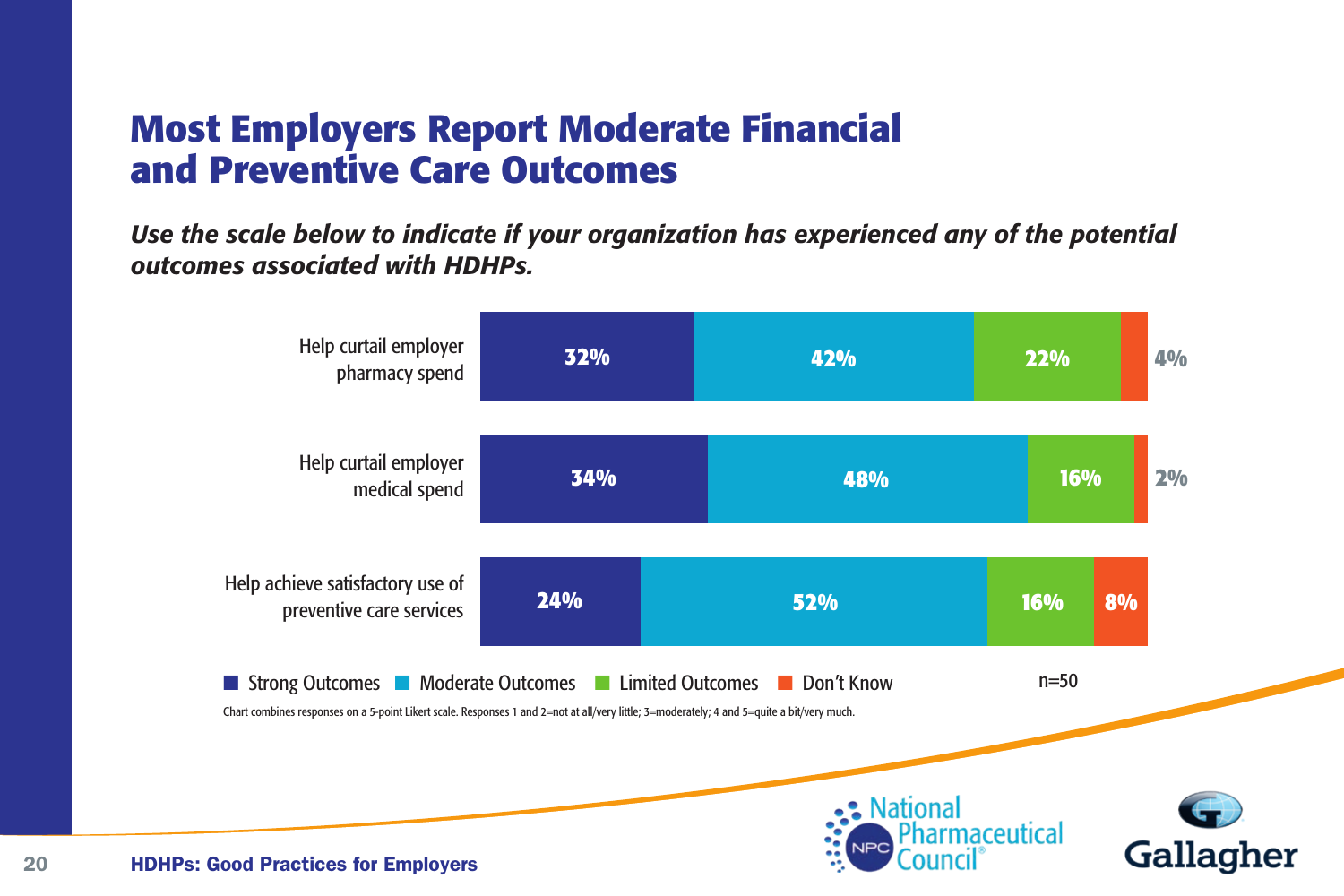# Most Employers Report Moderate Financial and Preventive Care Outcomes

***Use the scale below to indicate if your organization has experienced any of the potential outcomes associated with HDHPs.***

| | Strong Outcomes | Moderate Outcomes | Limited Outcomes | Don't Know |
|---|---|---|---|---|
| Help curtail employer pharmacy spend | 32% | 42% | 22% | 4% |
| Help curtail employer medical spend | 34% | 48% | 16% | 2% |
| Help achieve satisfactory use of preventive care services | 24% | 52% | 16% | 8% |

n=50

Chart combines responses on a 5-point Likert scale. Responses 1 and 2=not at all/very little; 3=moderately; 4 and 5=quite a bit/very much.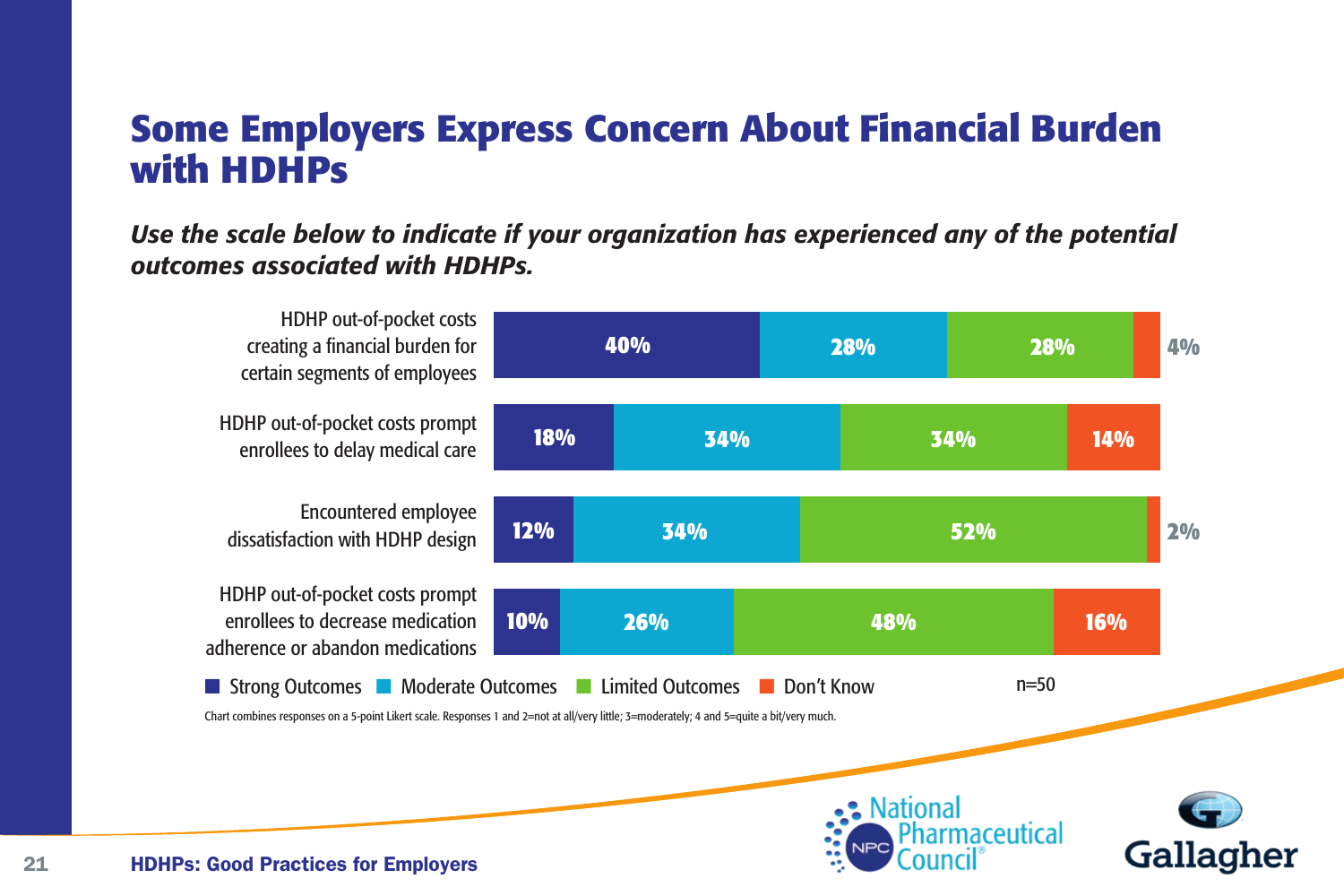# Some Employers Express Concern About Financial Burden with HDHPs

***Use the scale below to indicate if your organization has experienced any of the potential outcomes associated with HDHPs.***

| | Strong Outcomes | Moderate Outcomes | Limited Outcomes | Don't Know |
|---|---|---|---|---|
| HDHP out-of-pocket costs creating a financial burden for certain segments of employees | 40% | 28% | 28% | 4% |
| HDHP out-of-pocket costs prompt enrollees to delay medical care | 18% | 34% | 34% | 14% |
| Encountered employee dissatisfaction with HDHP design | 12% | 34% | 52% | 2% |
| HDHP out-of-pocket costs prompt enrollees to decrease medication adherence or abandon medications | 10% | 26% | 48% | 16% |

n=50

Chart combines responses on a 5-point Likert scale. Responses 1 and 2=not at all/very little; 3=moderately; 4 and 5=quite a bit/very much.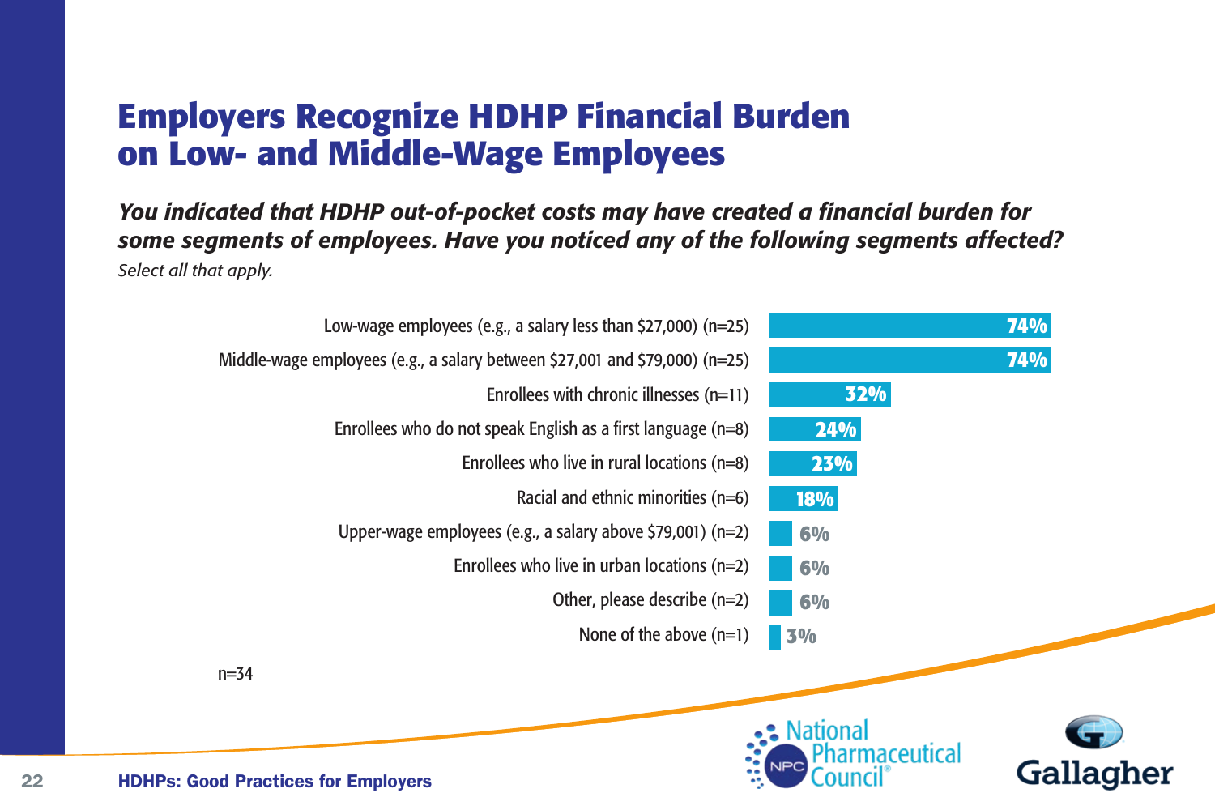# Employers Recognize HDHP Financial Burden on Low- and Middle-Wage Employees

***You indicated that HDHP out-of-pocket costs may have created a financial burden for some segments of employees. Have you noticed any of the following segments affected?***

*Select all that apply.*

| Segment | Percentage |
|---|---|
| Low-wage employees (e.g., a salary less than $27,000) (n=25) | 74% |
| Middle-wage employees (e.g., a salary between $27,001 and $79,000) (n=25) | 74% |
| Enrollees with chronic illnesses (n=11) | 32% |
| Enrollees who do not speak English as a first language (n=8) | 24% |
| Enrollees who live in rural locations (n=8) | 23% |
| Racial and ethnic minorities (n=6) | 18% |
| Upper-wage employees (e.g., a salary above $79,001) (n=2) | 6% |
| Enrollees who live in urban locations (n=2) | 6% |
| Other, please describe (n=2) | 6% |
| None of the above (n=1) | 3% |

n=34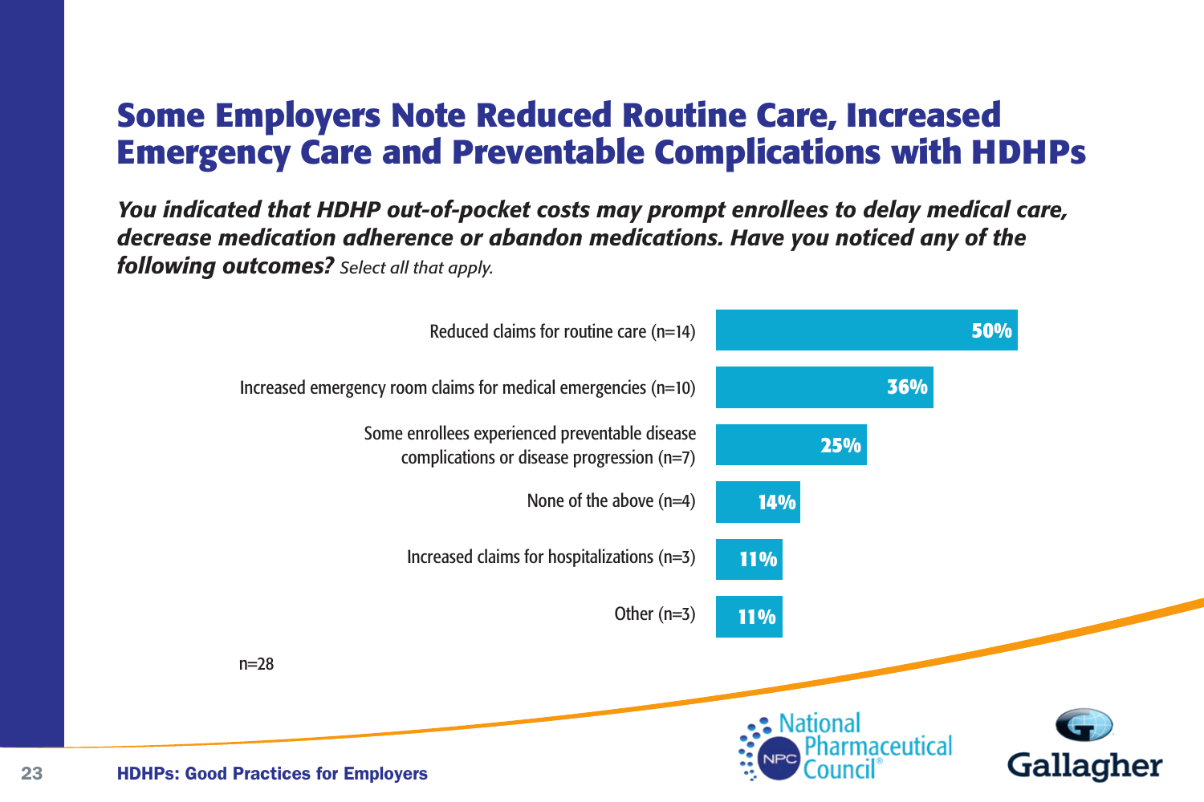# Some Employers Note Reduced Routine Care, Increased Emergency Care and Preventable Complications with HDHPs

***You indicated that HDHP out-of-pocket costs may prompt enrollees to delay medical care, decrease medication adherence or abandon medications. Have you noticed any of the following outcomes?*** *Select all that apply.*

| Outcome | Percentage |
| --- | --- |
| Reduced claims for routine care (n=14) | 50% |
| Increased emergency room claims for medical emergencies (n=10) | 36% |
| Some enrollees experienced preventable disease complications or disease progression (n=7) | 25% |
| None of the above (n=4) | 14% |
| Increased claims for hospitalizations (n=3) | 11% |
| Other (n=3) | 11% |

n=28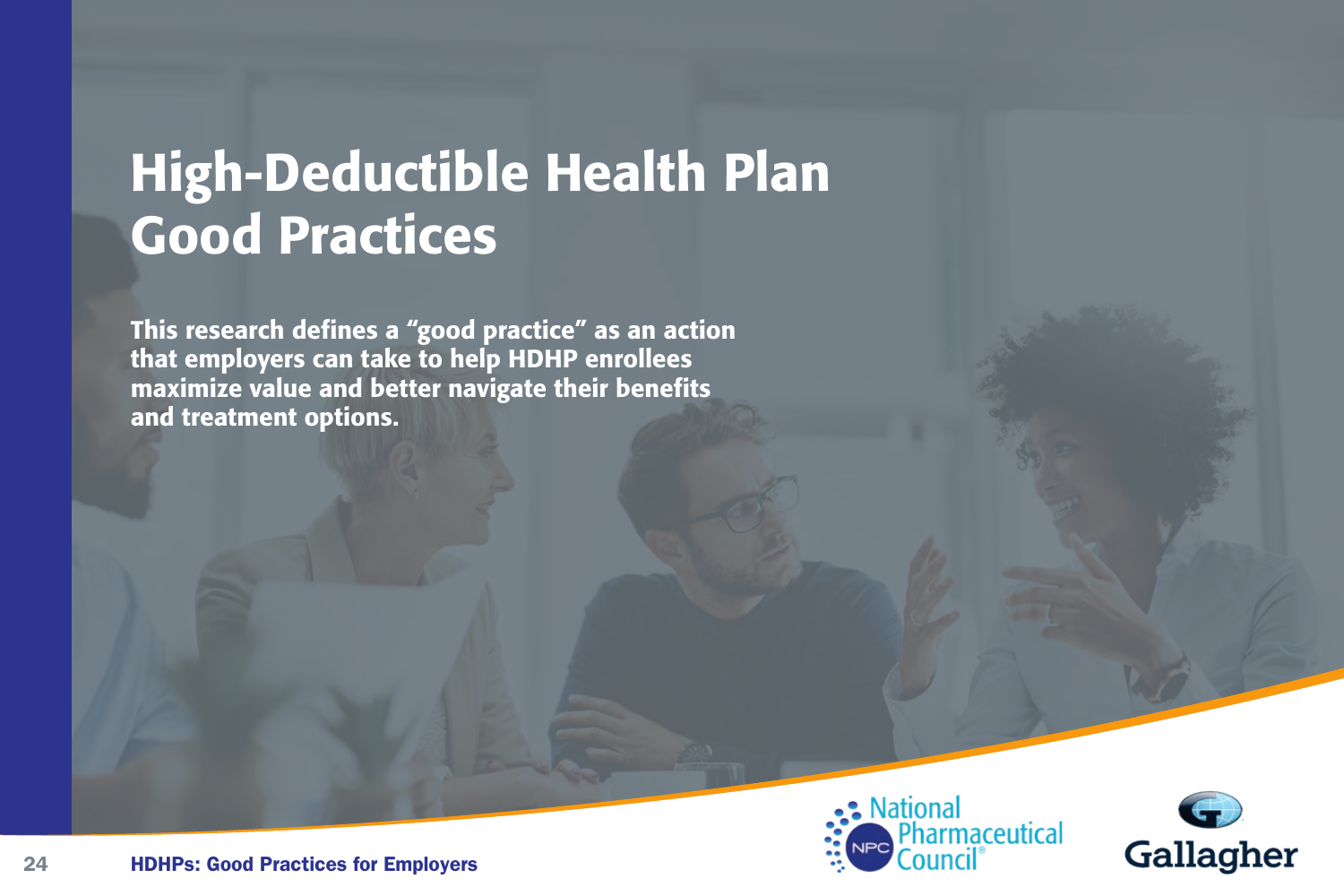# High-Deductible Health Plan Good Practices

**This research defines a "good practice" as an action that employers can take to help HDHP enrollees maximize value and better navigate their benefits and treatment options.**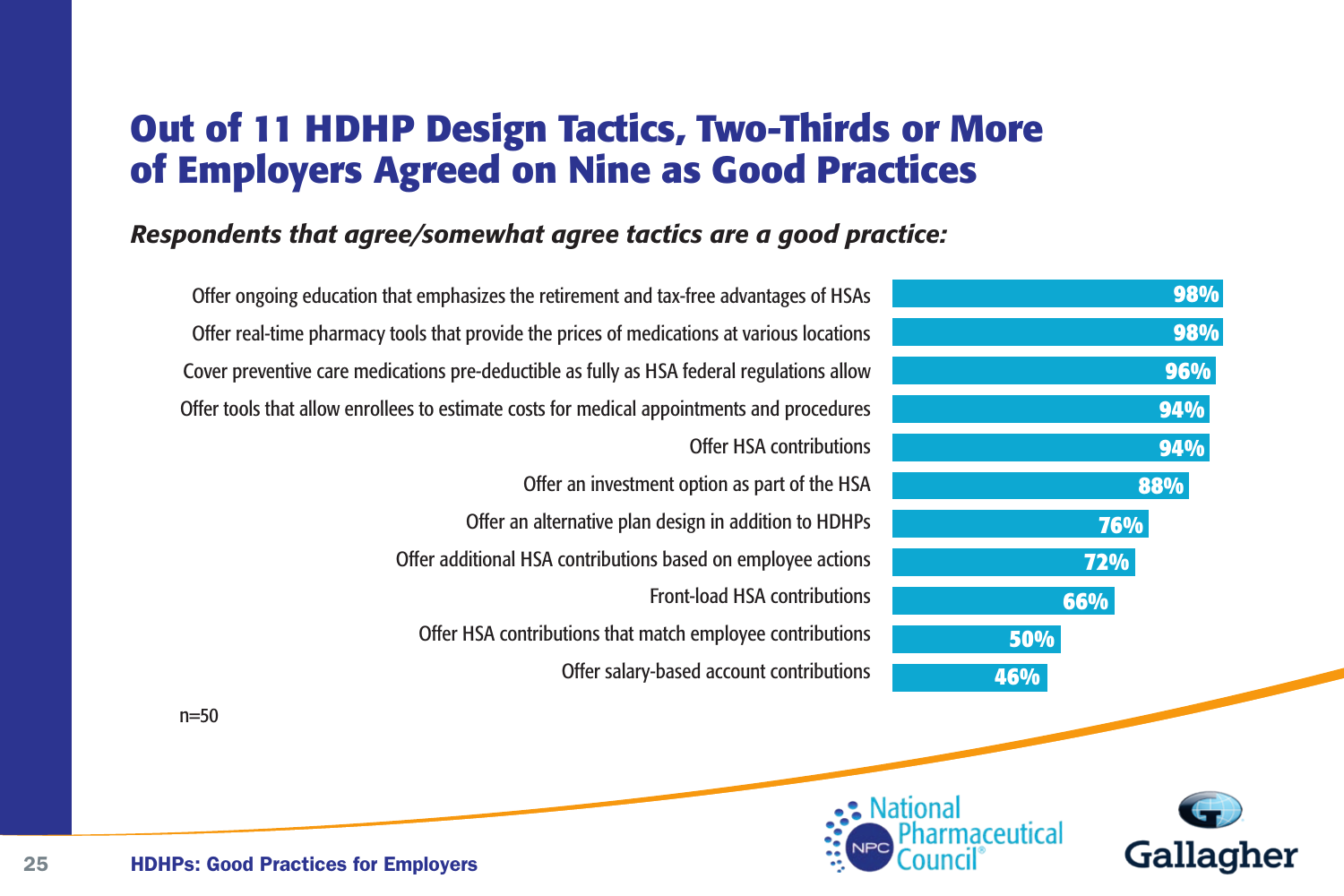# Out of 11 HDHP Design Tactics, Two-Thirds or More of Employers Agreed on Nine as Good Practices

***Respondents that agree/somewhat agree tactics are a good practice:***

| Tactic | Percentage |
|---|---|
| Offer ongoing education that emphasizes the retirement and tax-free advantages of HSAs | 98% |
| Offer real-time pharmacy tools that provide the prices of medications at various locations | 98% |
| Cover preventive care medications pre-deductible as fully as HSA federal regulations allow | 96% |
| Offer tools that allow enrollees to estimate costs for medical appointments and procedures | 94% |
| Offer HSA contributions | 94% |
| Offer an investment option as part of the HSA | 88% |
| Offer an alternative plan design in addition to HDHPs | 76% |
| Offer additional HSA contributions based on employee actions | 72% |
| Front-load HSA contributions | 66% |
| Offer HSA contributions that match employee contributions | 50% |
| Offer salary-based account contributions | 46% |

n=50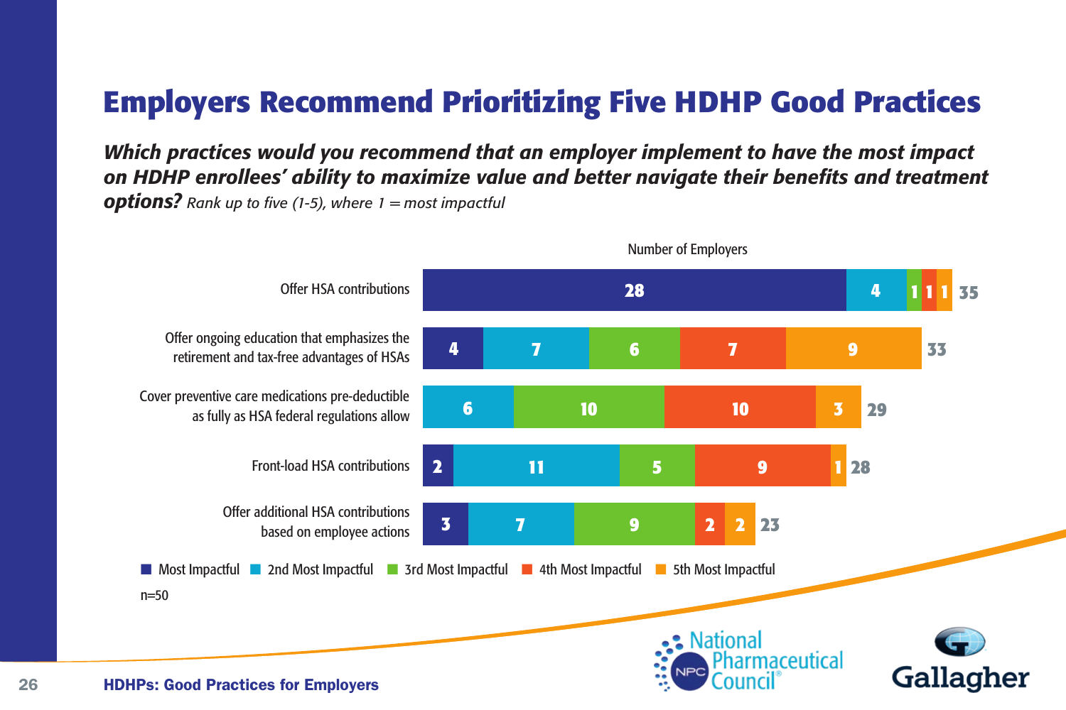# Employers Recommend Prioritizing Five HDHP Good Practices

***Which practices would you recommend that an employer implement to have the most impact on HDHP enrollees' ability to maximize value and better navigate their benefits and treatment options?*** *Rank up to five (1-5), where 1 = most impactful*

Number of Employers

| Practice | Most Impactful | 2nd Most Impactful | 3rd Most Impactful | 4th Most Impactful | 5th Most Impactful | Total |
|---|---|---|---|---|---|---|
| Offer HSA contributions | 28 | 4 | 1 | 1 | 1 | 35 |
| Offer ongoing education that emphasizes the retirement and tax-free advantages of HSAs | 4 | 7 | 6 | 7 | 9 | 33 |
| Cover preventive care medications pre-deductible as fully as HSA federal regulations allow | | 6 | 10 | 10 | 3 | 29 |
| Front-load HSA contributions | 2 | 11 | 5 | 9 | 1 | 28 |
| Offer additional HSA contributions based on employee actions | 3 | 7 | 9 | 2 | 2 | 23 |

n=50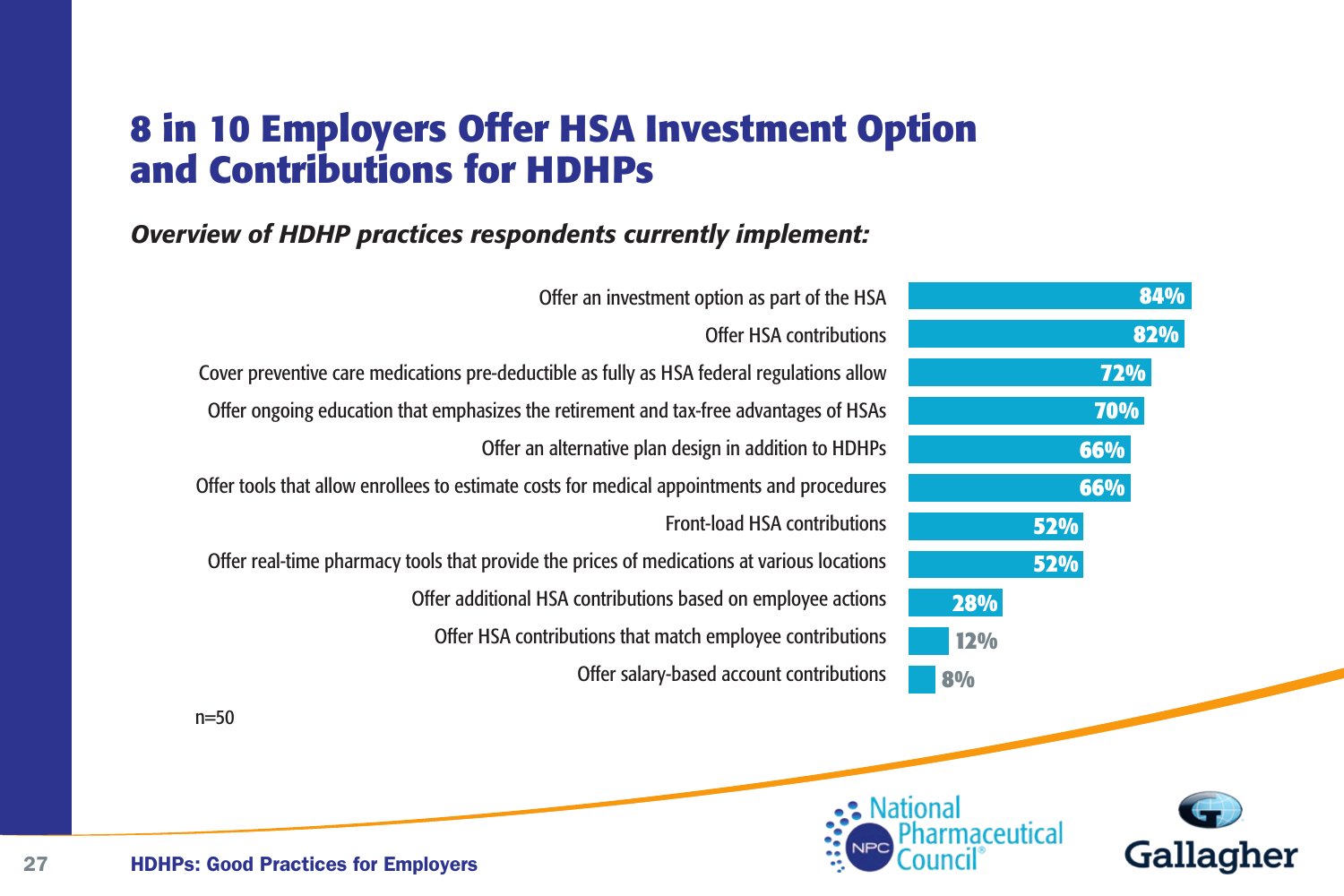# 8 in 10 Employers Offer HSA Investment Option and Contributions for HDHPs

***Overview of HDHP practices respondents currently implement:***

| Practice | Percentage |
|---|---|
| Offer an investment option as part of the HSA | 84% |
| Offer HSA contributions | 82% |
| Cover preventive care medications pre-deductible as fully as HSA federal regulations allow | 72% |
| Offer ongoing education that emphasizes the retirement and tax-free advantages of HSAs | 70% |
| Offer an alternative plan design in addition to HDHPs | 66% |
| Offer tools that allow enrollees to estimate costs for medical appointments and procedures | 66% |
| Front-load HSA contributions | 52% |
| Offer real-time pharmacy tools that provide the prices of medications at various locations | 52% |
| Offer additional HSA contributions based on employee actions | 28% |
| Offer HSA contributions that match employee contributions | 12% |
| Offer salary-based account contributions | 8% |

n=50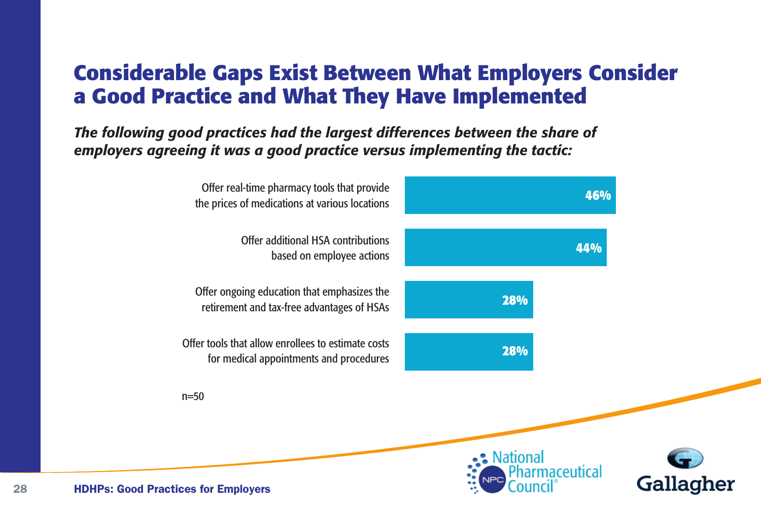# Considerable Gaps Exist Between What Employers Consider a Good Practice and What They Have Implemented

***The following good practices had the largest differences between the share of employers agreeing it was a good practice versus implementing the tactic:***

| Practice | Difference |
| --- | --- |
| Offer real-time pharmacy tools that provide the prices of medications at various locations | 46% |
| Offer additional HSA contributions based on employee actions | 44% |
| Offer ongoing education that emphasizes the retirement and tax-free advantages of HSAs | 28% |
| Offer tools that allow enrollees to estimate costs for medical appointments and procedures | 28% |

n=50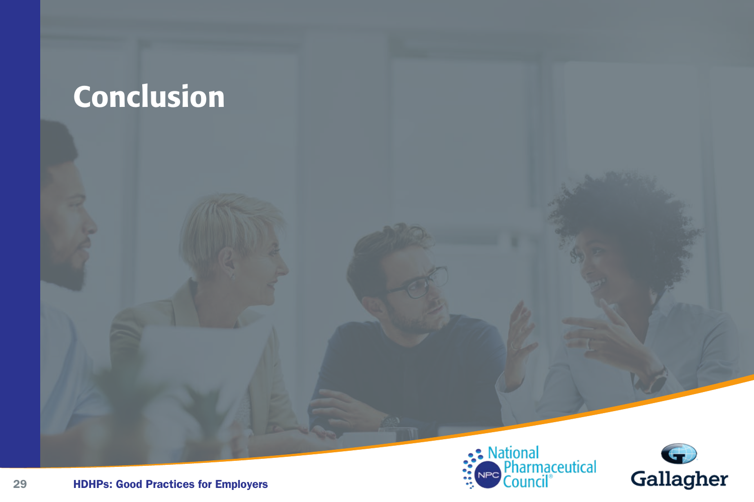# Conclusion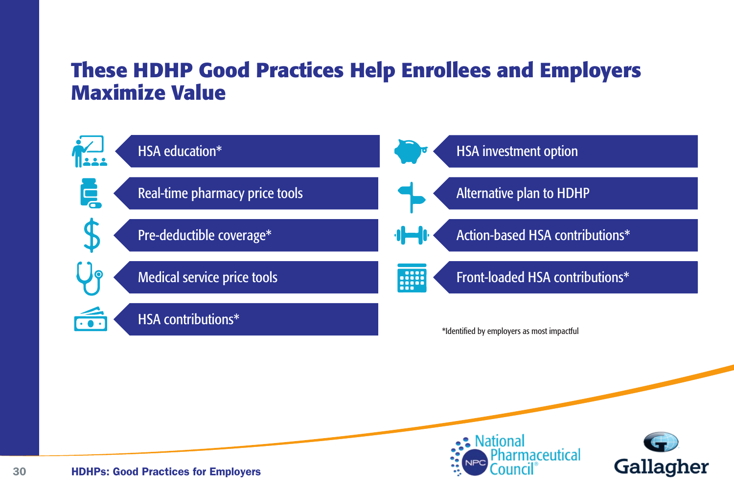# These HDHP Good Practices Help Enrollees and Employers Maximize Value

- HSA education*
- Real-time pharmacy price tools
- Pre-deductible coverage*
- Medical service price tools
- HSA contributions*
- HSA investment option
- Alternative plan to HDHP
- Action-based HSA contributions*
- Front-loaded HSA contributions*

*Identified by employers as most impactful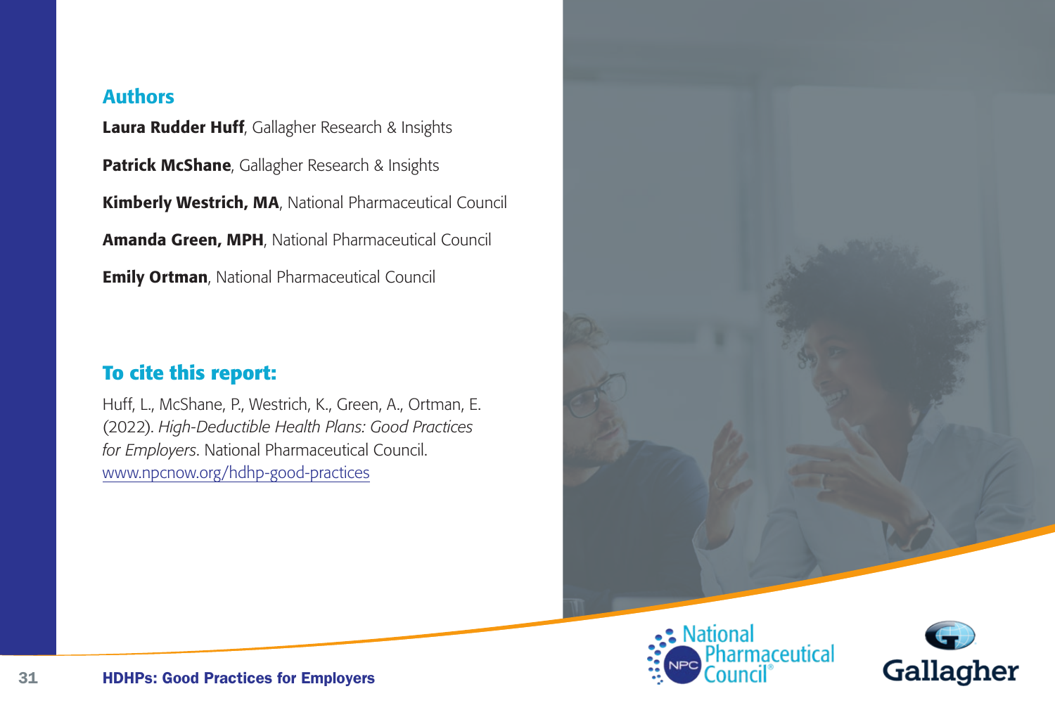## Authors

**Laura Rudder Huff**, Gallagher Research & Insights

**Patrick McShane**, Gallagher Research & Insights

**Kimberly Westrich, MA**, National Pharmaceutical Council

**Amanda Green, MPH**, National Pharmaceutical Council

**Emily Ortman**, National Pharmaceutical Council

## To cite this report:

Huff, L., McShane, P., Westrich, K., Green, A., Ortman, E. (2022). *High-Deductible Health Plans: Good Practices for Employers*. National Pharmaceutical Council. www.npcnow.org/hdhp-good-practices